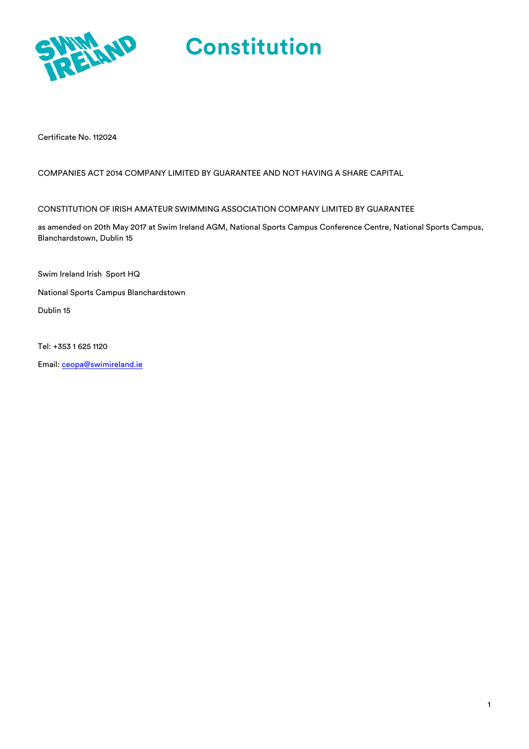# Constitution

Certificate No. 112024

COMPANIES ACT 2014 COMPANY LIMITED BY GUARANTEE AND NOT HAVING A SHARE CAPITAL

CONSTITUTION OF IRISH AMATEUR SWIMMING ASSOCIATION COMPANY LIMITED BY GUARANTEE

as amended on 20th May 2017 at Swim Ireland AGM, National Sports Campus Conference Centre, National Sports Campus, Blanchardstown, Dublin 15

Swim Ireland Irish Sport HQ

National Sports Campus Blanchardstown

Dublin 15

Tel: +353 1 625 1120

Email: ceopa@swimireland.ie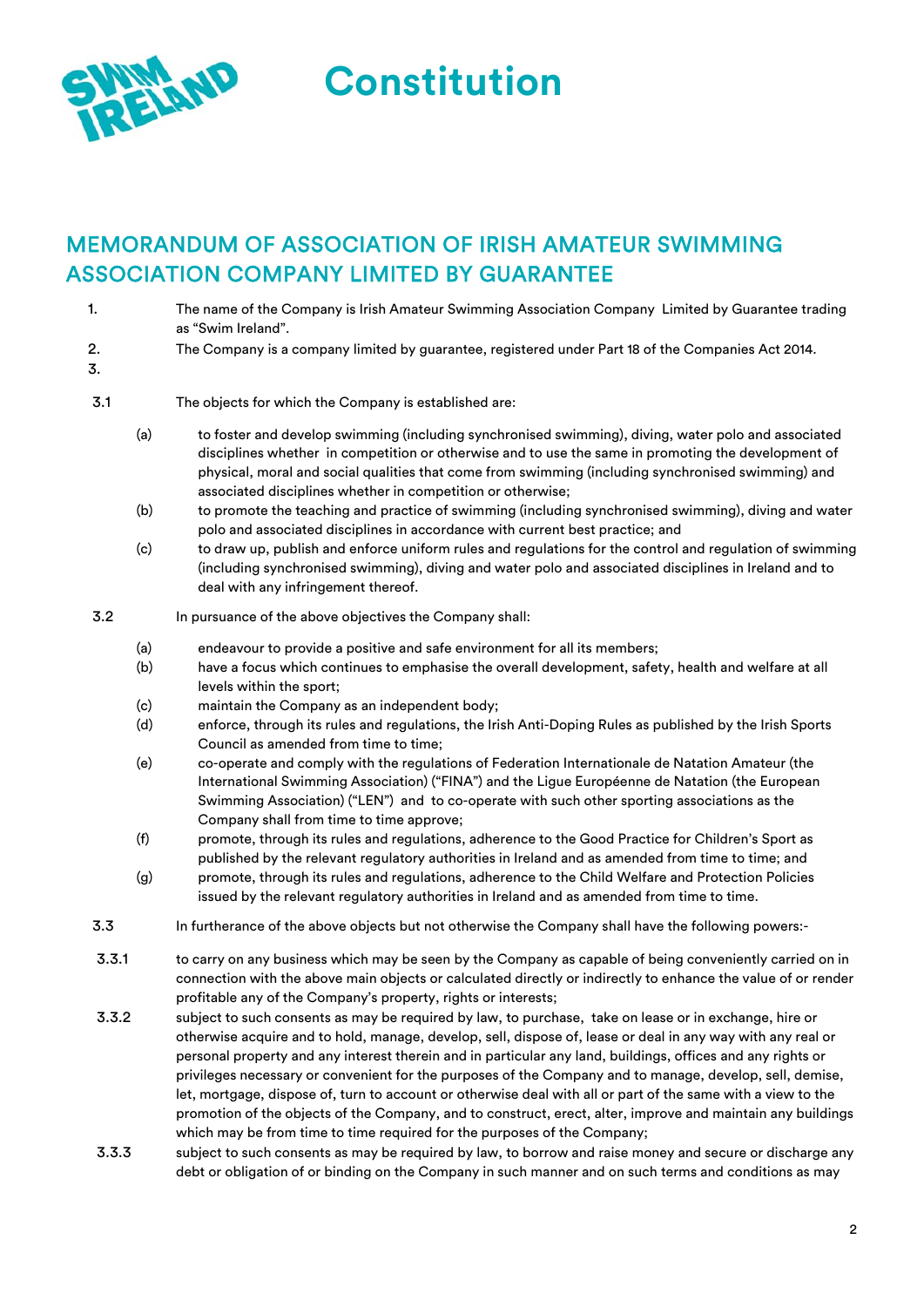# Constitution

## MEMORANDUM OF ASSOCIATION OF IRISH AMATEUR SWIMMING ASSOCIATION COMPANY LIMITED BY GUARANTEE

1. The name of the Company is Irish Amateur Swimming Association Company Limited by Guarantee trading as "Swim Ireland".

2. The Company is a company limited by guarantee, registered under Part 18 of the Companies Act 2014.

3.

3.1 The objects for which the Company is established are:

(a) to foster and develop swimming (including synchronised swimming), diving, water polo and associated disciplines whether in competition or otherwise and to use the same in promoting the development of physical, moral and social qualities that come from swimming (including synchronised swimming) and associated disciplines whether in competition or otherwise;

(b) to promote the teaching and practice of swimming (including synchronised swimming), diving and water polo and associated disciplines in accordance with current best practice; and

(c) to draw up, publish and enforce uniform rules and regulations for the control and regulation of swimming (including synchronised swimming), diving and water polo and associated disciplines in Ireland and to deal with any infringement thereof.

3.2 In pursuance of the above objectives the Company shall:

(a) endeavour to provide a positive and safe environment for all its members;

(b) have a focus which continues to emphasise the overall development, safety, health and welfare at all levels within the sport;

(c) maintain the Company as an independent body;

(d) enforce, through its rules and regulations, the Irish Anti-Doping Rules as published by the Irish Sports Council as amended from time to time;

(e) co-operate and comply with the regulations of Federation Internationale de Natation Amateur (the International Swimming Association) ("FINA") and the Ligue Européenne de Natation (the European Swimming Association) ("LEN") and to co-operate with such other sporting associations as the Company shall from time to time approve;

(f) promote, through its rules and regulations, adherence to the Good Practice for Children's Sport as published by the relevant regulatory authorities in Ireland and as amended from time to time; and

(g) promote, through its rules and regulations, adherence to the Child Welfare and Protection Policies issued by the relevant regulatory authorities in Ireland and as amended from time to time.

3.3 In furtherance of the above objects but not otherwise the Company shall have the following powers:-

3.3.1 to carry on any business which may be seen by the Company as capable of being conveniently carried on in connection with the above main objects or calculated directly or indirectly to enhance the value of or render profitable any of the Company's property, rights or interests;

3.3.2 subject to such consents as may be required by law, to purchase, take on lease or in exchange, hire or otherwise acquire and to hold, manage, develop, sell, dispose of, lease or deal in any way with any real or personal property and any interest therein and in particular any land, buildings, offices and any rights or privileges necessary or convenient for the purposes of the Company and to manage, develop, sell, demise, let, mortgage, dispose of, turn to account or otherwise deal with all or part of the same with a view to the promotion of the objects of the Company, and to construct, erect, alter, improve and maintain any buildings which may be from time to time required for the purposes of the Company;

3.3.3 subject to such consents as may be required by law, to borrow and raise money and secure or discharge any debt or obligation of or binding on the Company in such manner and on such terms and conditions as may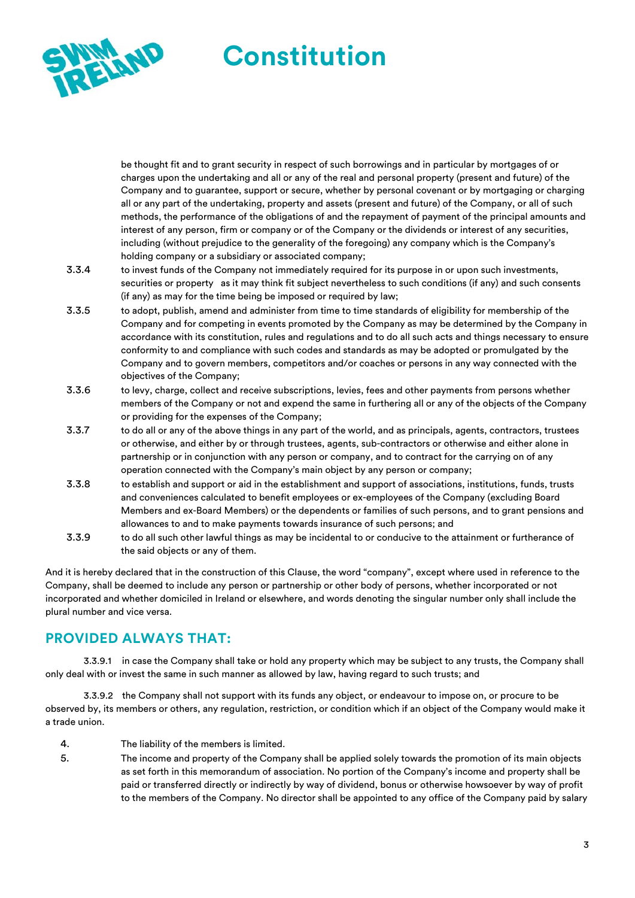be thought fit and to grant security in respect of such borrowings and in particular by mortgages of or charges upon the undertaking and all or any of the real and personal property (present and future) of the Company and to guarantee, support or secure, whether by personal covenant or by mortgaging or charging all or any part of the undertaking, property and assets (present and future) of the Company, or all of such methods, the performance of the obligations of and the repayment of payment of the principal amounts and interest of any person, firm or company or of the Company or the dividends or interest of any securities, including (without prejudice to the generality of the foregoing) any company which is the Company's holding company or a subsidiary or associated company;

3.3.4 to invest funds of the Company not immediately required for its purpose in or upon such investments, securities or property as it may think fit subject nevertheless to such conditions (if any) and such consents (if any) as may for the time being be imposed or required by law;

3.3.5 to adopt, publish, amend and administer from time to time standards of eligibility for membership of the Company and for competing in events promoted by the Company as may be determined by the Company in accordance with its constitution, rules and regulations and to do all such acts and things necessary to ensure conformity to and compliance with such codes and standards as may be adopted or promulgated by the Company and to govern members, competitors and/or coaches or persons in any way connected with the objectives of the Company;

3.3.6 to levy, charge, collect and receive subscriptions, levies, fees and other payments from persons whether members of the Company or not and expend the same in furthering all or any of the objects of the Company or providing for the expenses of the Company;

3.3.7 to do all or any of the above things in any part of the world, and as principals, agents, contractors, trustees or otherwise, and either by or through trustees, agents, sub-contractors or otherwise and either alone in partnership or in conjunction with any person or company, and to contract for the carrying on of any operation connected with the Company's main object by any person or company;

3.3.8 to establish and support or aid in the establishment and support of associations, institutions, funds, trusts and conveniences calculated to benefit employees or ex-employees of the Company (excluding Board Members and ex-Board Members) or the dependents or families of such persons, and to grant pensions and allowances to and to make payments towards insurance of such persons; and

3.3.9 to do all such other lawful things as may be incidental to or conducive to the attainment or furtherance of the said objects or any of them.

And it is hereby declared that in the construction of this Clause, the word "company", except where used in reference to the Company, shall be deemed to include any person or partnership or other body of persons, whether incorporated or not incorporated and whether domiciled in Ireland or elsewhere, and words denoting the singular number only shall include the plural number and vice versa.

## PROVIDED ALWAYS THAT:

3.3.9.1 in case the Company shall take or hold any property which may be subject to any trusts, the Company shall only deal with or invest the same in such manner as allowed by law, having regard to such trusts; and

3.3.9.2 the Company shall not support with its funds any object, or endeavour to impose on, or procure to be observed by, its members or others, any regulation, restriction, or condition which if an object of the Company would make it a trade union.

4. The liability of the members is limited.

5. The income and property of the Company shall be applied solely towards the promotion of its main objects as set forth in this memorandum of association. No portion of the Company's income and property shall be paid or transferred directly or indirectly by way of dividend, bonus or otherwise howsoever by way of profit to the members of the Company. No director shall be appointed to any office of the Company paid by salary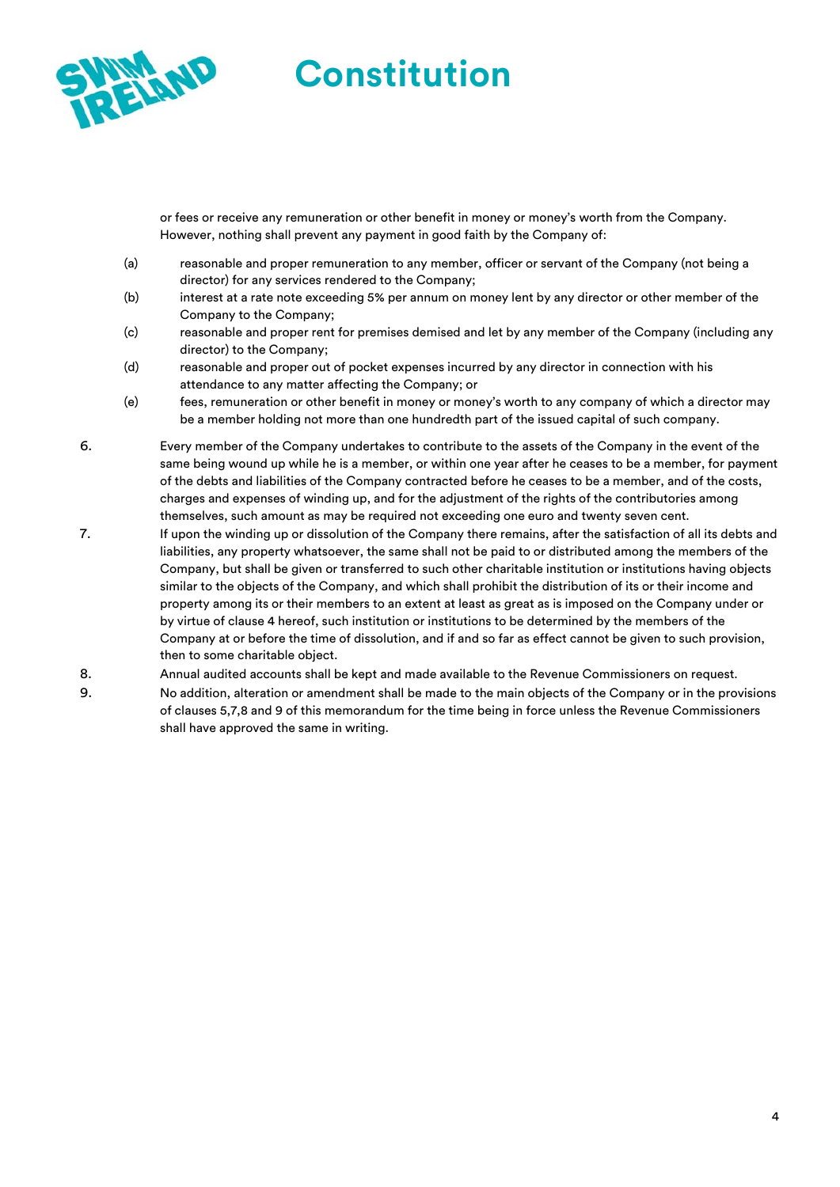or fees or receive any remuneration or other benefit in money or money's worth from the Company. However, nothing shall prevent any payment in good faith by the Company of:

(a) reasonable and proper remuneration to any member, officer or servant of the Company (not being a director) for any services rendered to the Company;

(b) interest at a rate note exceeding 5% per annum on money lent by any director or other member of the Company to the Company;

(c) reasonable and proper rent for premises demised and let by any member of the Company (including any director) to the Company;

(d) reasonable and proper out of pocket expenses incurred by any director in connection with his attendance to any matter affecting the Company; or

(e) fees, remuneration or other benefit in money or money's worth to any company of which a director may be a member holding not more than one hundredth part of the issued capital of such company.

6. Every member of the Company undertakes to contribute to the assets of the Company in the event of the same being wound up while he is a member, or within one year after he ceases to be a member, for payment of the debts and liabilities of the Company contracted before he ceases to be a member, and of the costs, charges and expenses of winding up, and for the adjustment of the rights of the contributories among themselves, such amount as may be required not exceeding one euro and twenty seven cent.

7. If upon the winding up or dissolution of the Company there remains, after the satisfaction of all its debts and liabilities, any property whatsoever, the same shall not be paid to or distributed among the members of the Company, but shall be given or transferred to such other charitable institution or institutions having objects similar to the objects of the Company, and which shall prohibit the distribution of its or their income and property among its or their members to an extent at least as great as is imposed on the Company under or by virtue of clause 4 hereof, such institution or institutions to be determined by the members of the Company at or before the time of dissolution, and if and so far as effect cannot be given to such provision, then to some charitable object.

8. Annual audited accounts shall be kept and made available to the Revenue Commissioners on request.

9. No addition, alteration or amendment shall be made to the main objects of the Company or in the provisions of clauses 5,7,8 and 9 of this memorandum for the time being in force unless the Revenue Commissioners shall have approved the same in writing.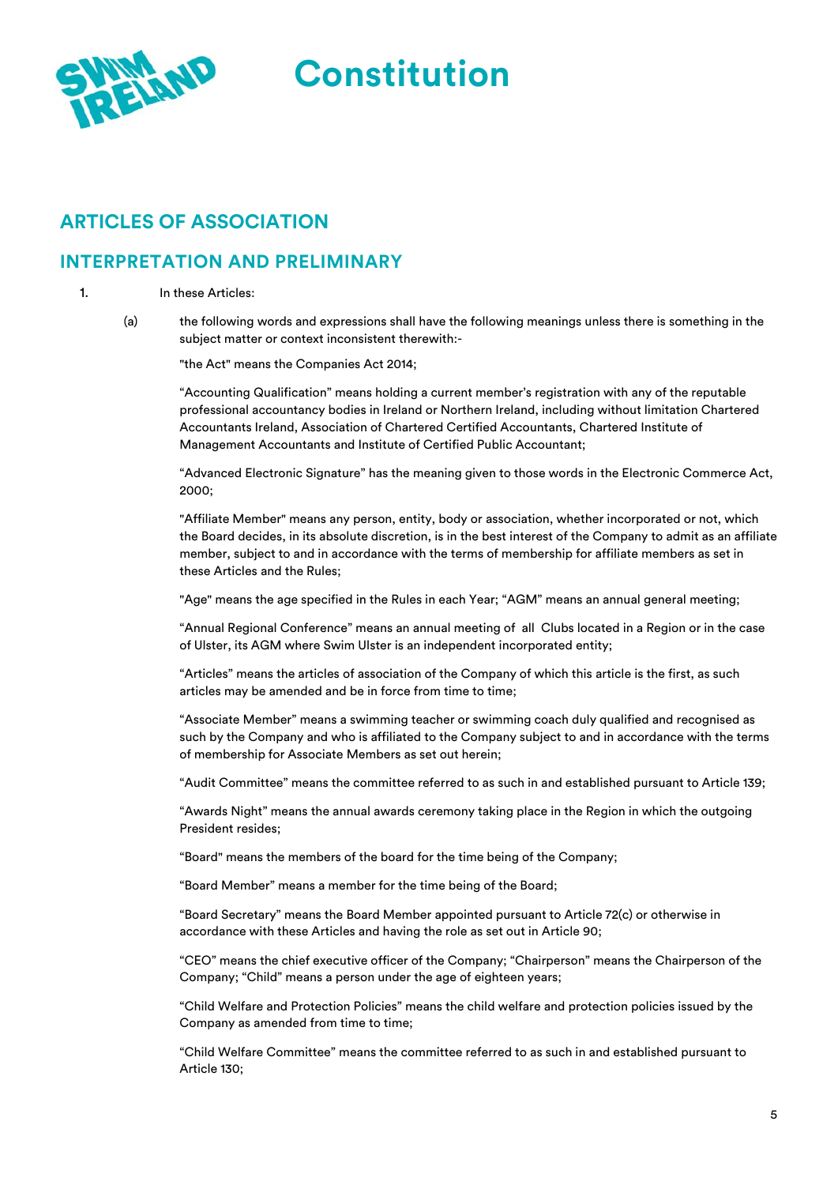# Constitution

## ARTICLES OF ASSOCIATION

## INTERPRETATION AND PRELIMINARY

1. In these Articles:

(a) the following words and expressions shall have the following meanings unless there is something in the subject matter or context inconsistent therewith:-

"the Act" means the Companies Act 2014;

"Accounting Qualification" means holding a current member's registration with any of the reputable professional accountancy bodies in Ireland or Northern Ireland, including without limitation Chartered Accountants Ireland, Association of Chartered Certified Accountants, Chartered Institute of Management Accountants and Institute of Certified Public Accountant;

"Advanced Electronic Signature" has the meaning given to those words in the Electronic Commerce Act, 2000;

"Affiliate Member" means any person, entity, body or association, whether incorporated or not, which the Board decides, in its absolute discretion, is in the best interest of the Company to admit as an affiliate member, subject to and in accordance with the terms of membership for affiliate members as set in these Articles and the Rules;

"Age" means the age specified in the Rules in each Year; "AGM" means an annual general meeting;

"Annual Regional Conference" means an annual meeting of all Clubs located in a Region or in the case of Ulster, its AGM where Swim Ulster is an independent incorporated entity;

"Articles" means the articles of association of the Company of which this article is the first, as such articles may be amended and be in force from time to time;

"Associate Member" means a swimming teacher or swimming coach duly qualified and recognised as such by the Company and who is affiliated to the Company subject to and in accordance with the terms of membership for Associate Members as set out herein;

"Audit Committee" means the committee referred to as such in and established pursuant to Article 139;

"Awards Night" means the annual awards ceremony taking place in the Region in which the outgoing President resides;

"Board" means the members of the board for the time being of the Company;

"Board Member" means a member for the time being of the Board;

"Board Secretary" means the Board Member appointed pursuant to Article 72(c) or otherwise in accordance with these Articles and having the role as set out in Article 90;

"CEO" means the chief executive officer of the Company; "Chairperson" means the Chairperson of the Company; "Child" means a person under the age of eighteen years;

"Child Welfare and Protection Policies" means the child welfare and protection policies issued by the Company as amended from time to time;

"Child Welfare Committee" means the committee referred to as such in and established pursuant to Article 130;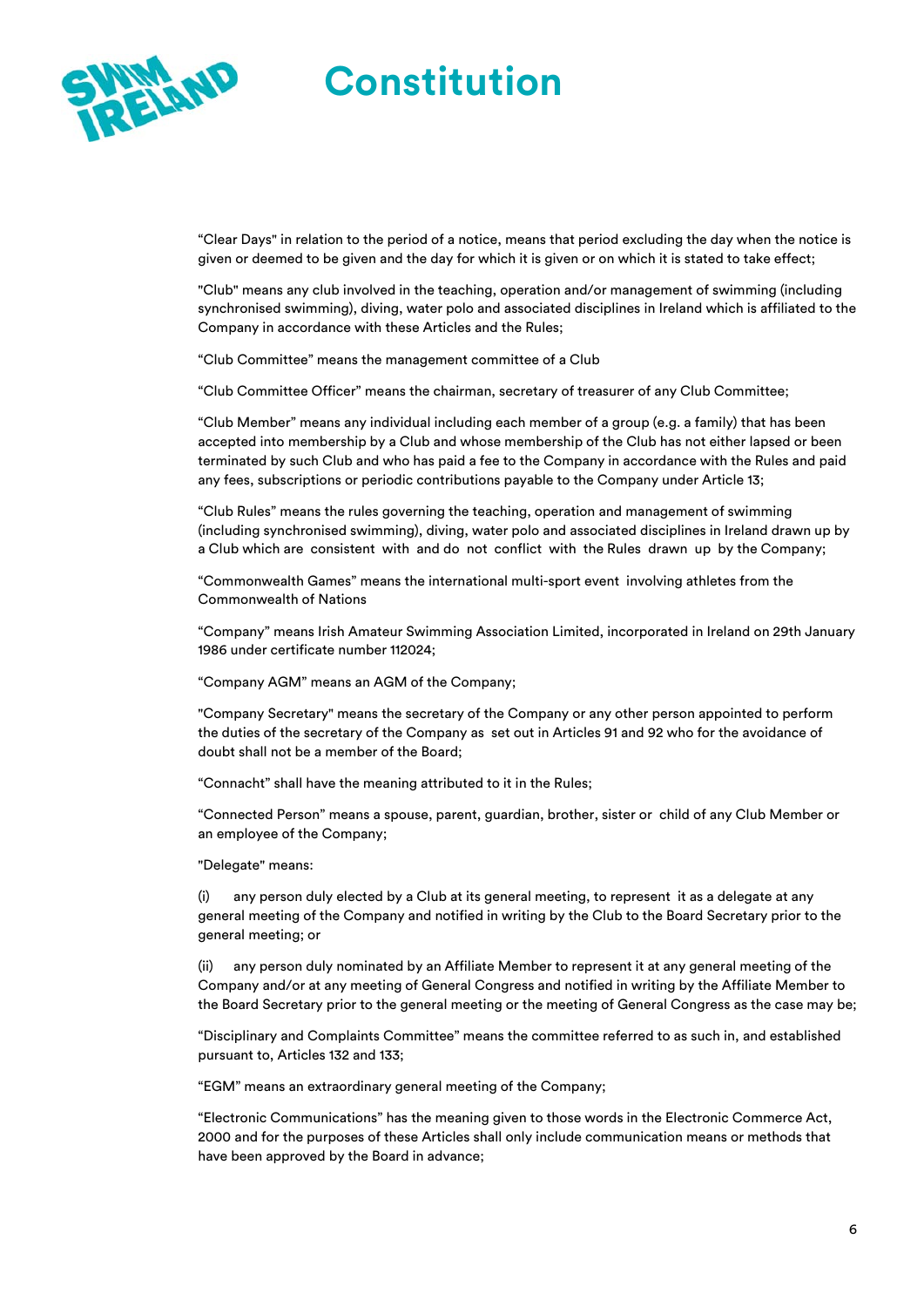"Clear Days" in relation to the period of a notice, means that period excluding the day when the notice is given or deemed to be given and the day for which it is given or on which it is stated to take effect;

"Club" means any club involved in the teaching, operation and/or management of swimming (including synchronised swimming), diving, water polo and associated disciplines in Ireland which is affiliated to the Company in accordance with these Articles and the Rules;

"Club Committee" means the management committee of a Club

"Club Committee Officer" means the chairman, secretary of treasurer of any Club Committee;

"Club Member" means any individual including each member of a group (e.g. a family) that has been accepted into membership by a Club and whose membership of the Club has not either lapsed or been terminated by such Club and who has paid a fee to the Company in accordance with the Rules and paid any fees, subscriptions or periodic contributions payable to the Company under Article 13;

"Club Rules" means the rules governing the teaching, operation and management of swimming (including synchronised swimming), diving, water polo and associated disciplines in Ireland drawn up by a Club which are consistent with and do not conflict with the Rules drawn up by the Company;

"Commonwealth Games" means the international multi-sport event involving athletes from the Commonwealth of Nations

"Company" means Irish Amateur Swimming Association Limited, incorporated in Ireland on 29th January 1986 under certificate number 112024;

"Company AGM" means an AGM of the Company;

"Company Secretary" means the secretary of the Company or any other person appointed to perform the duties of the secretary of the Company as set out in Articles 91 and 92 who for the avoidance of doubt shall not be a member of the Board;

"Connacht" shall have the meaning attributed to it in the Rules;

"Connected Person" means a spouse, parent, guardian, brother, sister or child of any Club Member or an employee of the Company;

"Delegate" means:

(i) any person duly elected by a Club at its general meeting, to represent it as a delegate at any general meeting of the Company and notified in writing by the Club to the Board Secretary prior to the general meeting; or

(ii) any person duly nominated by an Affiliate Member to represent it at any general meeting of the Company and/or at any meeting of General Congress and notified in writing by the Affiliate Member to the Board Secretary prior to the general meeting or the meeting of General Congress as the case may be;

"Disciplinary and Complaints Committee" means the committee referred to as such in, and established pursuant to, Articles 132 and 133;

"EGM" means an extraordinary general meeting of the Company;

"Electronic Communications" has the meaning given to those words in the Electronic Commerce Act, 2000 and for the purposes of these Articles shall only include communication means or methods that have been approved by the Board in advance;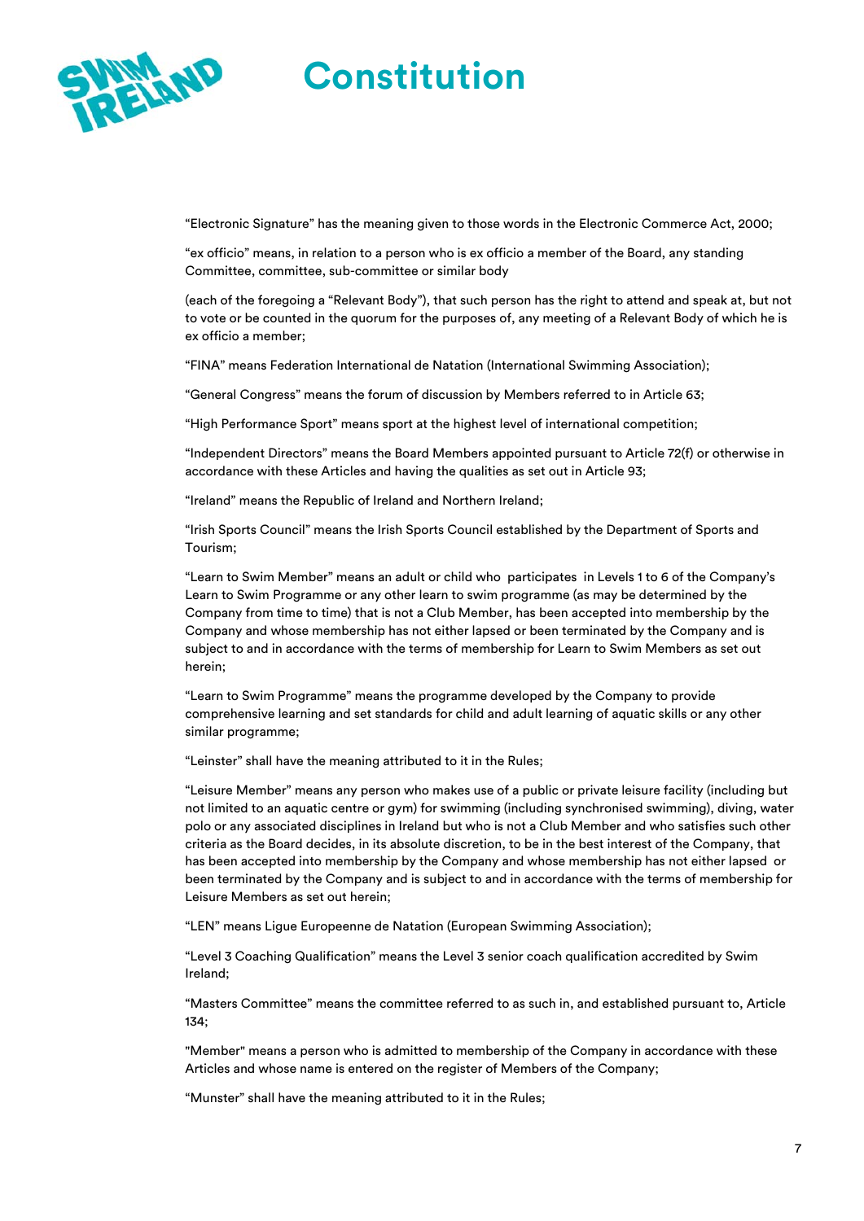“Electronic Signature” has the meaning given to those words in the Electronic Commerce Act, 2000;

“ex officio” means, in relation to a person who is ex officio a member of the Board, any standing Committee, committee, sub-committee or similar body

(each of the foregoing a “Relevant Body”), that such person has the right to attend and speak at, but not to vote or be counted in the quorum for the purposes of, any meeting of a Relevant Body of which he is ex officio a member;

“FINA” means Federation International de Natation (International Swimming Association);

“General Congress” means the forum of discussion by Members referred to in Article 63;

“High Performance Sport” means sport at the highest level of international competition;

“Independent Directors” means the Board Members appointed pursuant to Article 72(f) or otherwise in accordance with these Articles and having the qualities as set out in Article 93;

“Ireland” means the Republic of Ireland and Northern Ireland;

“Irish Sports Council” means the Irish Sports Council established by the Department of Sports and Tourism;

“Learn to Swim Member” means an adult or child who participates in Levels 1 to 6 of the Company’s Learn to Swim Programme or any other learn to swim programme (as may be determined by the Company from time to time) that is not a Club Member, has been accepted into membership by the Company and whose membership has not either lapsed or been terminated by the Company and is subject to and in accordance with the terms of membership for Learn to Swim Members as set out herein;

“Learn to Swim Programme” means the programme developed by the Company to provide comprehensive learning and set standards for child and adult learning of aquatic skills or any other similar programme;

“Leinster” shall have the meaning attributed to it in the Rules;

“Leisure Member” means any person who makes use of a public or private leisure facility (including but not limited to an aquatic centre or gym) for swimming (including synchronised swimming), diving, water polo or any associated disciplines in Ireland but who is not a Club Member and who satisfies such other criteria as the Board decides, in its absolute discretion, to be in the best interest of the Company, that has been accepted into membership by the Company and whose membership has not either lapsed or been terminated by the Company and is subject to and in accordance with the terms of membership for Leisure Members as set out herein;

“LEN” means Ligue Europeenne de Natation (European Swimming Association);

“Level 3 Coaching Qualification” means the Level 3 senior coach qualification accredited by Swim Ireland;

“Masters Committee” means the committee referred to as such in, and established pursuant to, Article 134;

"Member" means a person who is admitted to membership of the Company in accordance with these Articles and whose name is entered on the register of Members of the Company;

“Munster” shall have the meaning attributed to it in the Rules;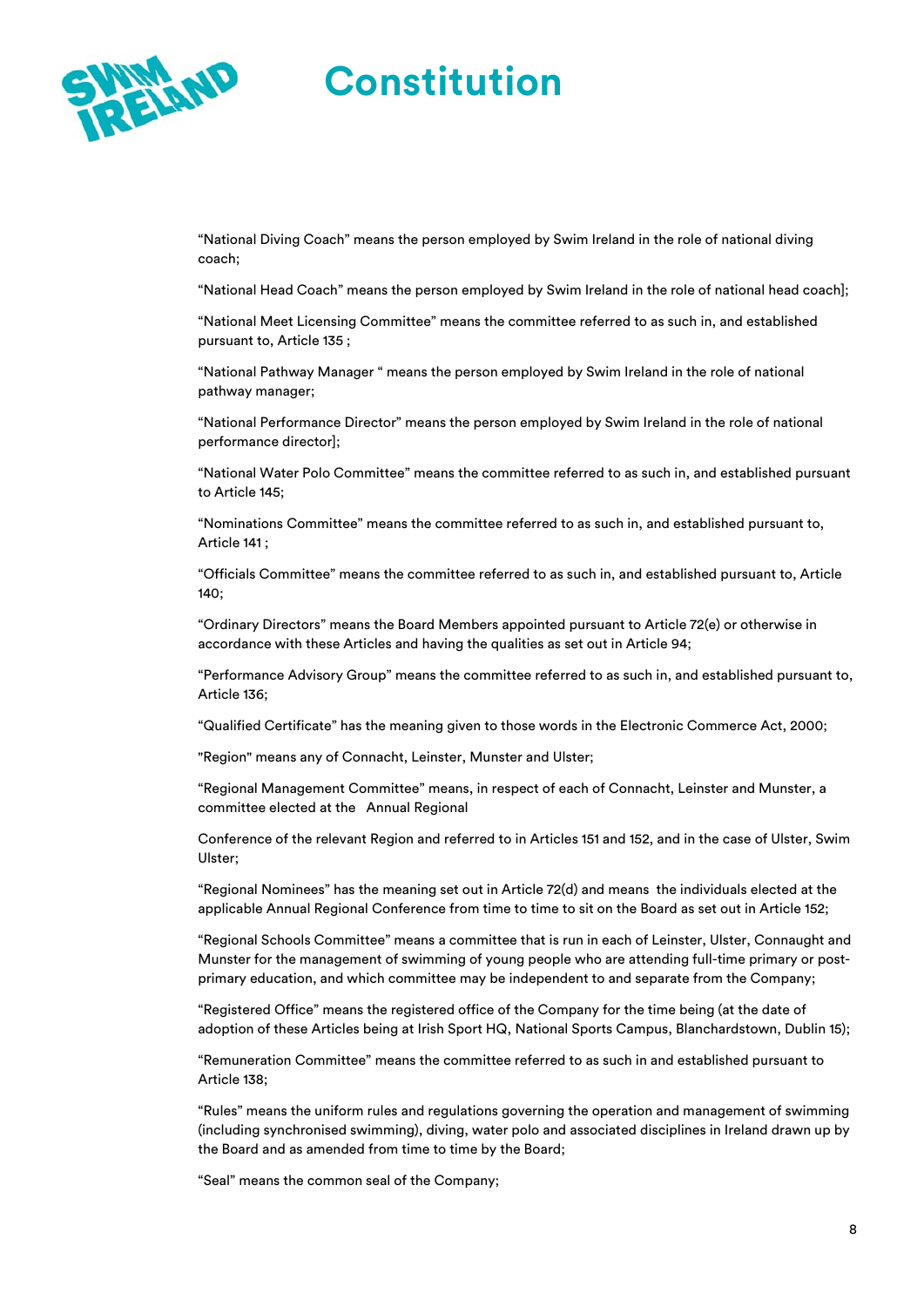"National Diving Coach" means the person employed by Swim Ireland in the role of national diving coach;

"National Head Coach" means the person employed by Swim Ireland in the role of national head coach];

"National Meet Licensing Committee" means the committee referred to as such in, and established pursuant to, Article 135 ;

"National Pathway Manager " means the person employed by Swim Ireland in the role of national pathway manager;

"National Performance Director" means the person employed by Swim Ireland in the role of national performance director];

"National Water Polo Committee" means the committee referred to as such in, and established pursuant to Article 145;

"Nominations Committee" means the committee referred to as such in, and established pursuant to, Article 141 ;

"Officials Committee" means the committee referred to as such in, and established pursuant to, Article 140;

"Ordinary Directors" means the Board Members appointed pursuant to Article 72(e) or otherwise in accordance with these Articles and having the qualities as set out in Article 94;

"Performance Advisory Group" means the committee referred to as such in, and established pursuant to, Article 136;

"Qualified Certificate" has the meaning given to those words in the Electronic Commerce Act, 2000;

"Region" means any of Connacht, Leinster, Munster and Ulster;

"Regional Management Committee" means, in respect of each of Connacht, Leinster and Munster, a committee elected at the Annual Regional

Conference of the relevant Region and referred to in Articles 151 and 152, and in the case of Ulster, Swim Ulster;

"Regional Nominees" has the meaning set out in Article 72(d) and means the individuals elected at the applicable Annual Regional Conference from time to time to sit on the Board as set out in Article 152;

"Regional Schools Committee" means a committee that is run in each of Leinster, Ulster, Connaught and Munster for the management of swimming of young people who are attending full-time primary or post-primary education, and which committee may be independent to and separate from the Company;

"Registered Office" means the registered office of the Company for the time being (at the date of adoption of these Articles being at Irish Sport HQ, National Sports Campus, Blanchardstown, Dublin 15);

"Remuneration Committee" means the committee referred to as such in and established pursuant to Article 138;

"Rules" means the uniform rules and regulations governing the operation and management of swimming (including synchronised swimming), diving, water polo and associated disciplines in Ireland drawn up by the Board and as amended from time to time by the Board;

"Seal" means the common seal of the Company;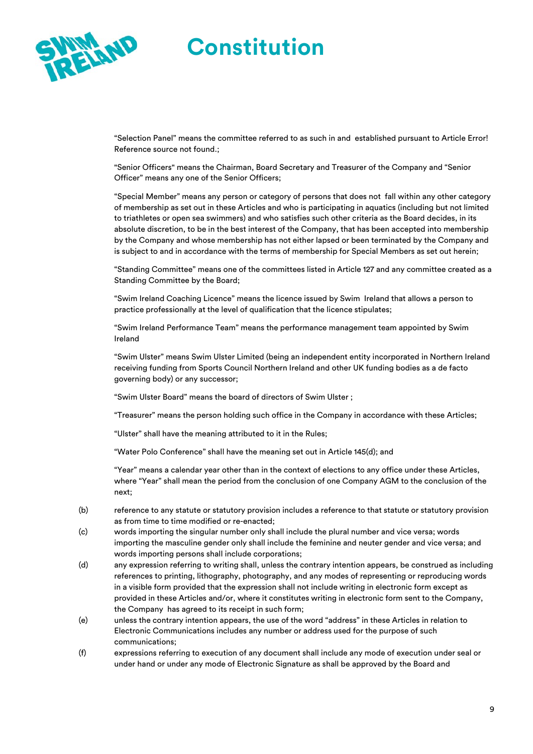"Selection Panel" means the committee referred to as such in and established pursuant to Article Error! Reference source not found.;

"Senior Officers" means the Chairman, Board Secretary and Treasurer of the Company and "Senior Officer" means any one of the Senior Officers;

"Special Member" means any person or category of persons that does not fall within any other category of membership as set out in these Articles and who is participating in aquatics (including but not limited to triathletes or open sea swimmers) and who satisfies such other criteria as the Board decides, in its absolute discretion, to be in the best interest of the Company, that has been accepted into membership by the Company and whose membership has not either lapsed or been terminated by the Company and is subject to and in accordance with the terms of membership for Special Members as set out herein;

"Standing Committee" means one of the committees listed in Article 127 and any committee created as a Standing Committee by the Board;

"Swim Ireland Coaching Licence" means the licence issued by Swim Ireland that allows a person to practice professionally at the level of qualification that the licence stipulates;

"Swim Ireland Performance Team" means the performance management team appointed by Swim Ireland

"Swim Ulster" means Swim Ulster Limited (being an independent entity incorporated in Northern Ireland receiving funding from Sports Council Northern Ireland and other UK funding bodies as a de facto governing body) or any successor;

"Swim Ulster Board" means the board of directors of Swim Ulster ;

"Treasurer" means the person holding such office in the Company in accordance with these Articles;

"Ulster" shall have the meaning attributed to it in the Rules;

"Water Polo Conference" shall have the meaning set out in Article 145(d); and

"Year" means a calendar year other than in the context of elections to any office under these Articles, where "Year" shall mean the period from the conclusion of one Company AGM to the conclusion of the next;

(b) reference to any statute or statutory provision includes a reference to that statute or statutory provision as from time to time modified or re-enacted;

(c) words importing the singular number only shall include the plural number and vice versa; words importing the masculine gender only shall include the feminine and neuter gender and vice versa; and words importing persons shall include corporations;

(d) any expression referring to writing shall, unless the contrary intention appears, be construed as including references to printing, lithography, photography, and any modes of representing or reproducing words in a visible form provided that the expression shall not include writing in electronic form except as provided in these Articles and/or, where it constitutes writing in electronic form sent to the Company, the Company has agreed to its receipt in such form;

(e) unless the contrary intention appears, the use of the word "address" in these Articles in relation to Electronic Communications includes any number or address used for the purpose of such communications;

(f) expressions referring to execution of any document shall include any mode of execution under seal or under hand or under any mode of Electronic Signature as shall be approved by the Board and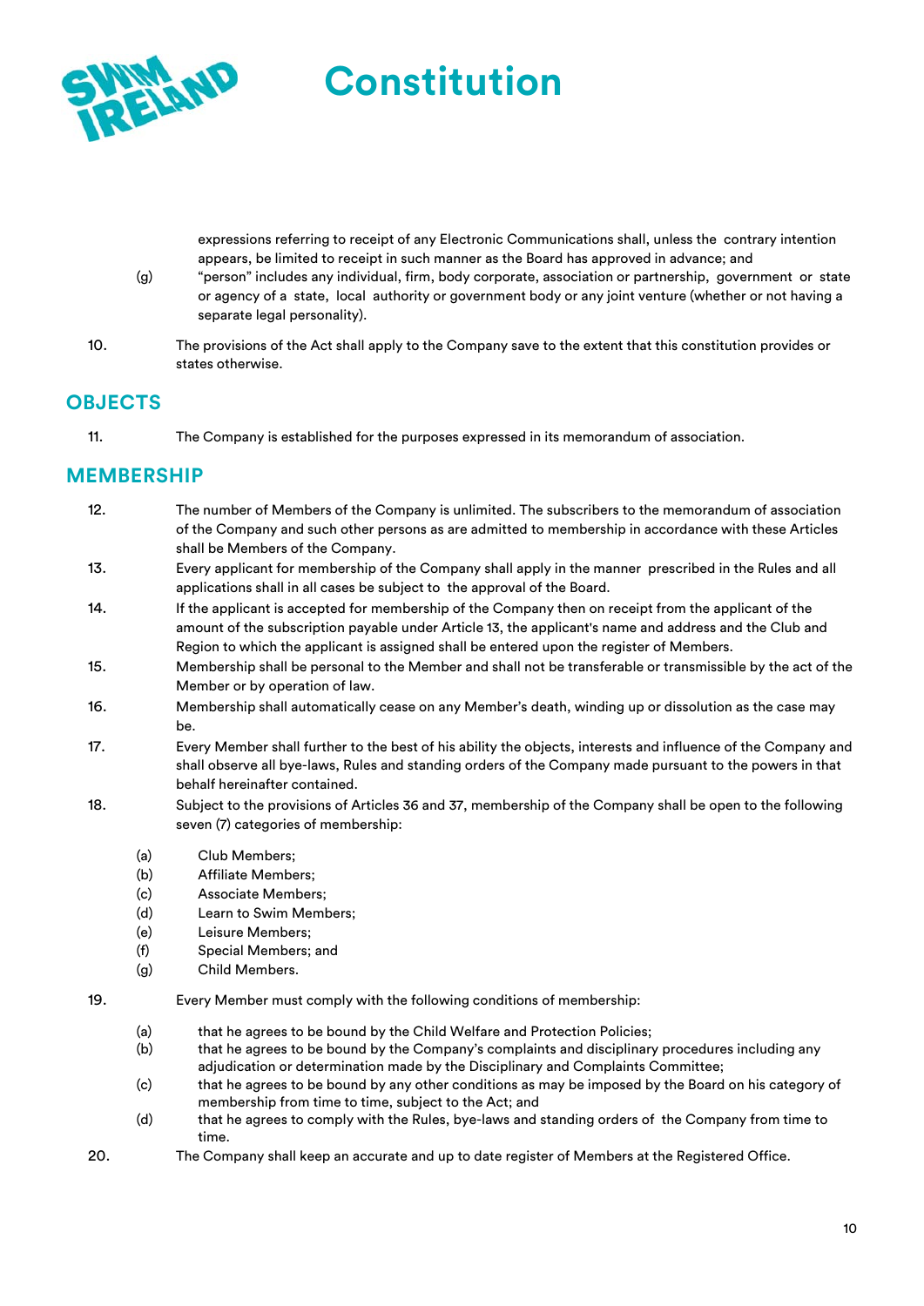expressions referring to receipt of any Electronic Communications shall, unless the contrary intention appears, be limited to receipt in such manner as the Board has approved in advance; and

(g) "person" includes any individual, firm, body corporate, association or partnership, government or state or agency of a state, local authority or government body or any joint venture (whether or not having a separate legal personality).

10. The provisions of the Act shall apply to the Company save to the extent that this constitution provides or states otherwise.

## OBJECTS

11. The Company is established for the purposes expressed in its memorandum of association.

## MEMBERSHIP

12. The number of Members of the Company is unlimited. The subscribers to the memorandum of association of the Company and such other persons as are admitted to membership in accordance with these Articles shall be Members of the Company.

13. Every applicant for membership of the Company shall apply in the manner prescribed in the Rules and all applications shall in all cases be subject to the approval of the Board.

14. If the applicant is accepted for membership of the Company then on receipt from the applicant of the amount of the subscription payable under Article 13, the applicant's name and address and the Club and Region to which the applicant is assigned shall be entered upon the register of Members.

15. Membership shall be personal to the Member and shall not be transferable or transmissible by the act of the Member or by operation of law.

16. Membership shall automatically cease on any Member's death, winding up or dissolution as the case may be.

17. Every Member shall further to the best of his ability the objects, interests and influence of the Company and shall observe all bye-laws, Rules and standing orders of the Company made pursuant to the powers in that behalf hereinafter contained.

18. Subject to the provisions of Articles 36 and 37, membership of the Company shall be open to the following seven (7) categories of membership:

(a) Club Members;
(b) Affiliate Members;
(c) Associate Members;
(d) Learn to Swim Members;
(e) Leisure Members;
(f) Special Members; and
(g) Child Members.

19. Every Member must comply with the following conditions of membership:

(a) that he agrees to be bound by the Child Welfare and Protection Policies;
(b) that he agrees to be bound by the Company's complaints and disciplinary procedures including any adjudication or determination made by the Disciplinary and Complaints Committee;
(c) that he agrees to be bound by any other conditions as may be imposed by the Board on his category of membership from time to time, subject to the Act; and
(d) that he agrees to comply with the Rules, bye-laws and standing orders of the Company from time to time.

20. The Company shall keep an accurate and up to date register of Members at the Registered Office.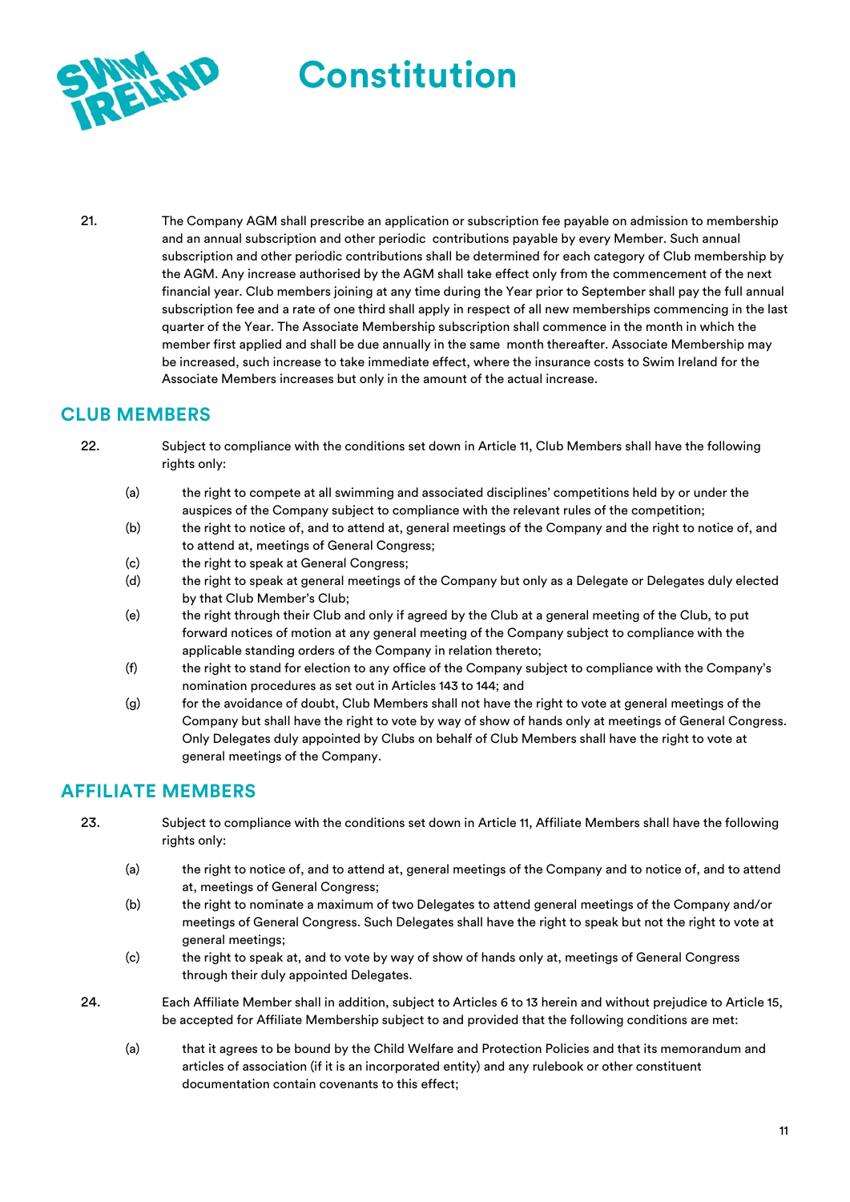21. The Company AGM shall prescribe an application or subscription fee payable on admission to membership and an annual subscription and other periodic contributions payable by every Member. Such annual subscription and other periodic contributions shall be determined for each category of Club membership by the AGM. Any increase authorised by the AGM shall take effect only from the commencement of the next financial year. Club members joining at any time during the Year prior to September shall pay the full annual subscription fee and a rate of one third shall apply in respect of all new memberships commencing in the last quarter of the Year. The Associate Membership subscription shall commence in the month in which the member first applied and shall be due annually in the same month thereafter. Associate Membership may be increased, such increase to take immediate effect, where the insurance costs to Swim Ireland for the Associate Members increases but only in the amount of the actual increase.

## CLUB MEMBERS

22. Subject to compliance with the conditions set down in Article 11, Club Members shall have the following rights only:

   (a) the right to compete at all swimming and associated disciplines' competitions held by or under the auspices of the Company subject to compliance with the relevant rules of the competition;

   (b) the right to notice of, and to attend at, general meetings of the Company and the right to notice of, and to attend at, meetings of General Congress;

   (c) the right to speak at General Congress;

   (d) the right to speak at general meetings of the Company but only as a Delegate or Delegates duly elected by that Club Member's Club;

   (e) the right through their Club and only if agreed by the Club at a general meeting of the Club, to put forward notices of motion at any general meeting of the Company subject to compliance with the applicable standing orders of the Company in relation thereto;

   (f) the right to stand for election to any office of the Company subject to compliance with the Company's nomination procedures as set out in Articles 143 to 144; and

   (g) for the avoidance of doubt, Club Members shall not have the right to vote at general meetings of the Company but shall have the right to vote by way of show of hands only at meetings of General Congress. Only Delegates duly appointed by Clubs on behalf of Club Members shall have the right to vote at general meetings of the Company.

## AFFILIATE MEMBERS

23. Subject to compliance with the conditions set down in Article 11, Affiliate Members shall have the following rights only:

   (a) the right to notice of, and to attend at, general meetings of the Company and to notice of, and to attend at, meetings of General Congress;

   (b) the right to nominate a maximum of two Delegates to attend general meetings of the Company and/or meetings of General Congress. Such Delegates shall have the right to speak but not the right to vote at general meetings;

   (c) the right to speak at, and to vote by way of show of hands only at, meetings of General Congress through their duly appointed Delegates.

24. Each Affiliate Member shall in addition, subject to Articles 6 to 13 herein and without prejudice to Article 15, be accepted for Affiliate Membership subject to and provided that the following conditions are met:

   (a) that it agrees to be bound by the Child Welfare and Protection Policies and that its memorandum and articles of association (if it is an incorporated entity) and any rulebook or other constituent documentation contain covenants to this effect;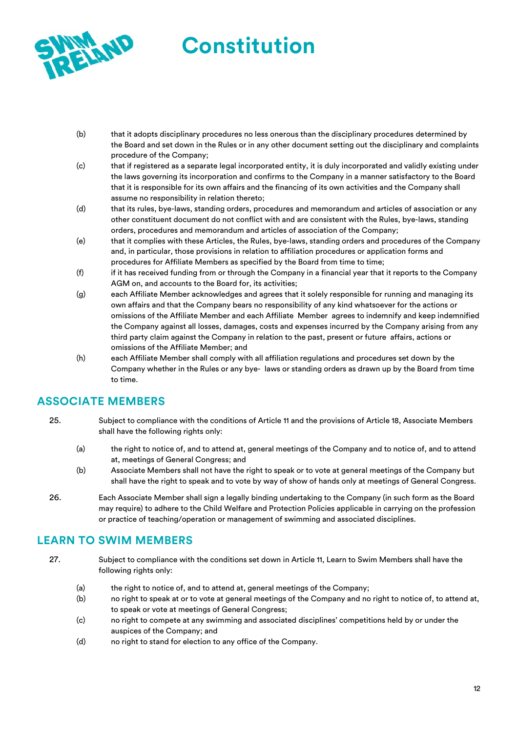(b) that it adopts disciplinary procedures no less onerous than the disciplinary procedures determined by the Board and set down in the Rules or in any other document setting out the disciplinary and complaints procedure of the Company;

(c) that if registered as a separate legal incorporated entity, it is duly incorporated and validly existing under the laws governing its incorporation and confirms to the Company in a manner satisfactory to the Board that it is responsible for its own affairs and the financing of its own activities and the Company shall assume no responsibility in relation thereto;

(d) that its rules, bye-laws, standing orders, procedures and memorandum and articles of association or any other constituent document do not conflict with and are consistent with the Rules, bye-laws, standing orders, procedures and memorandum and articles of association of the Company;

(e) that it complies with these Articles, the Rules, bye-laws, standing orders and procedures of the Company and, in particular, those provisions in relation to affiliation procedures or application forms and procedures for Affiliate Members as specified by the Board from time to time;

(f) if it has received funding from or through the Company in a financial year that it reports to the Company AGM on, and accounts to the Board for, its activities;

(g) each Affiliate Member acknowledges and agrees that it solely responsible for running and managing its own affairs and that the Company bears no responsibility of any kind whatsoever for the actions or omissions of the Affiliate Member and each Affiliate Member agrees to indemnify and keep indemnified the Company against all losses, damages, costs and expenses incurred by the Company arising from any third party claim against the Company in relation to the past, present or future affairs, actions or omissions of the Affiliate Member; and

(h) each Affiliate Member shall comply with all affiliation regulations and procedures set down by the Company whether in the Rules or any bye- laws or standing orders as drawn up by the Board from time to time.

## ASSOCIATE MEMBERS

25. Subject to compliance with the conditions of Article 11 and the provisions of Article 18, Associate Members shall have the following rights only:

(a) the right to notice of, and to attend at, general meetings of the Company and to notice of, and to attend at, meetings of General Congress; and

(b) Associate Members shall not have the right to speak or to vote at general meetings of the Company but shall have the right to speak and to vote by way of show of hands only at meetings of General Congress.

26. Each Associate Member shall sign a legally binding undertaking to the Company (in such form as the Board may require) to adhere to the Child Welfare and Protection Policies applicable in carrying on the profession or practice of teaching/operation or management of swimming and associated disciplines.

## LEARN TO SWIM MEMBERS

27. Subject to compliance with the conditions set down in Article 11, Learn to Swim Members shall have the following rights only:

(a) the right to notice of, and to attend at, general meetings of the Company;

(b) no right to speak at or to vote at general meetings of the Company and no right to notice of, to attend at, to speak or vote at meetings of General Congress;

(c) no right to compete at any swimming and associated disciplines' competitions held by or under the auspices of the Company; and

(d) no right to stand for election to any office of the Company.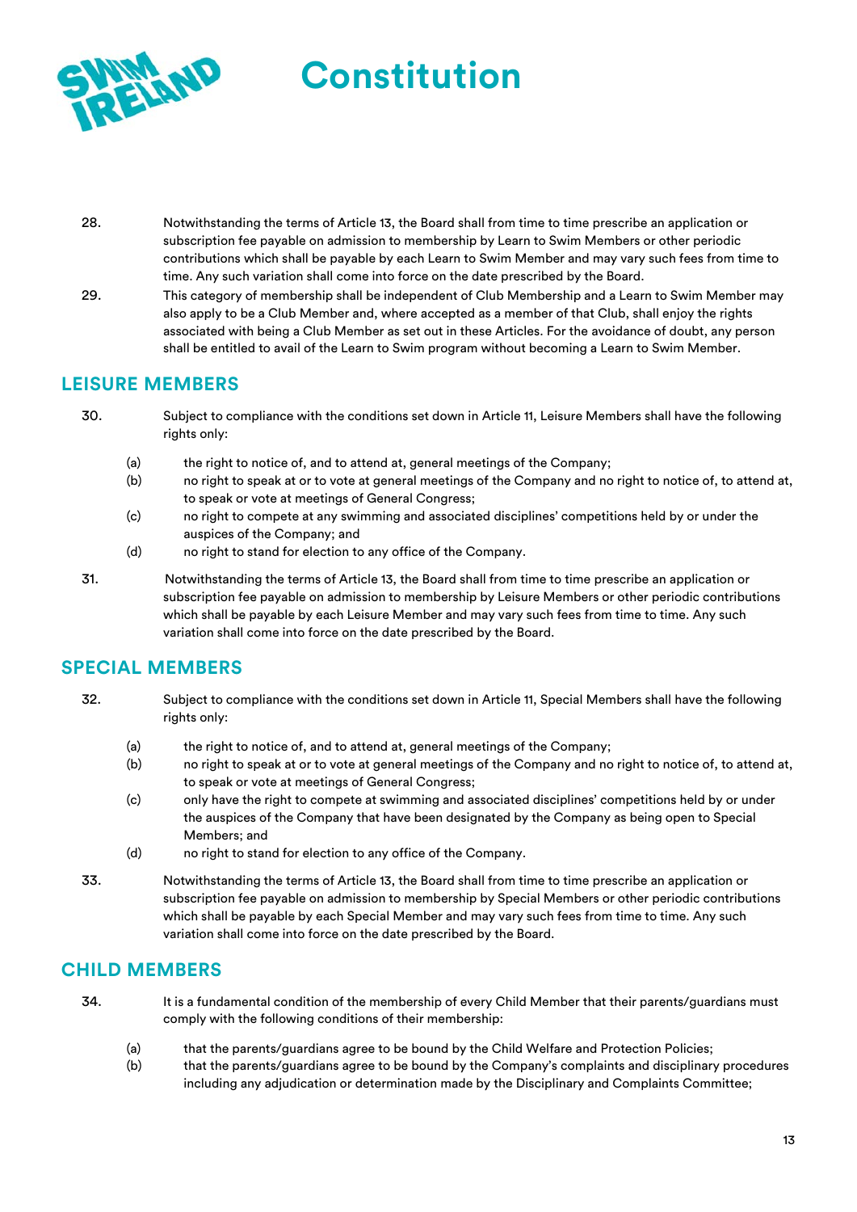28. Notwithstanding the terms of Article 13, the Board shall from time to time prescribe an application or subscription fee payable on admission to membership by Learn to Swim Members or other periodic contributions which shall be payable by each Learn to Swim Member and may vary such fees from time to time. Any such variation shall come into force on the date prescribed by the Board.

29. This category of membership shall be independent of Club Membership and a Learn to Swim Member may also apply to be a Club Member and, where accepted as a member of that Club, shall enjoy the rights associated with being a Club Member as set out in these Articles. For the avoidance of doubt, any person shall be entitled to avail of the Learn to Swim program without becoming a Learn to Swim Member.

## LEISURE MEMBERS

30. Subject to compliance with the conditions set down in Article 11, Leisure Members shall have the following rights only:

   (a) the right to notice of, and to attend at, general meetings of the Company;
   (b) no right to speak at or to vote at general meetings of the Company and no right to notice of, to attend at, to speak or vote at meetings of General Congress;
   (c) no right to compete at any swimming and associated disciplines' competitions held by or under the auspices of the Company; and
   (d) no right to stand for election to any office of the Company.

31. Notwithstanding the terms of Article 13, the Board shall from time to time prescribe an application or subscription fee payable on admission to membership by Leisure Members or other periodic contributions which shall be payable by each Leisure Member and may vary such fees from time to time. Any such variation shall come into force on the date prescribed by the Board.

## SPECIAL MEMBERS

32. Subject to compliance with the conditions set down in Article 11, Special Members shall have the following rights only:

   (a) the right to notice of, and to attend at, general meetings of the Company;
   (b) no right to speak at or to vote at general meetings of the Company and no right to notice of, to attend at, to speak or vote at meetings of General Congress;
   (c) only have the right to compete at swimming and associated disciplines' competitions held by or under the auspices of the Company that have been designated by the Company as being open to Special Members; and
   (d) no right to stand for election to any office of the Company.

33. Notwithstanding the terms of Article 13, the Board shall from time to time prescribe an application or subscription fee payable on admission to membership by Special Members or other periodic contributions which shall be payable by each Special Member and may vary such fees from time to time. Any such variation shall come into force on the date prescribed by the Board.

## CHILD MEMBERS

34. It is a fundamental condition of the membership of every Child Member that their parents/guardians must comply with the following conditions of their membership:

   (a) that the parents/guardians agree to be bound by the Child Welfare and Protection Policies;
   (b) that the parents/guardians agree to be bound by the Company's complaints and disciplinary procedures including any adjudication or determination made by the Disciplinary and Complaints Committee;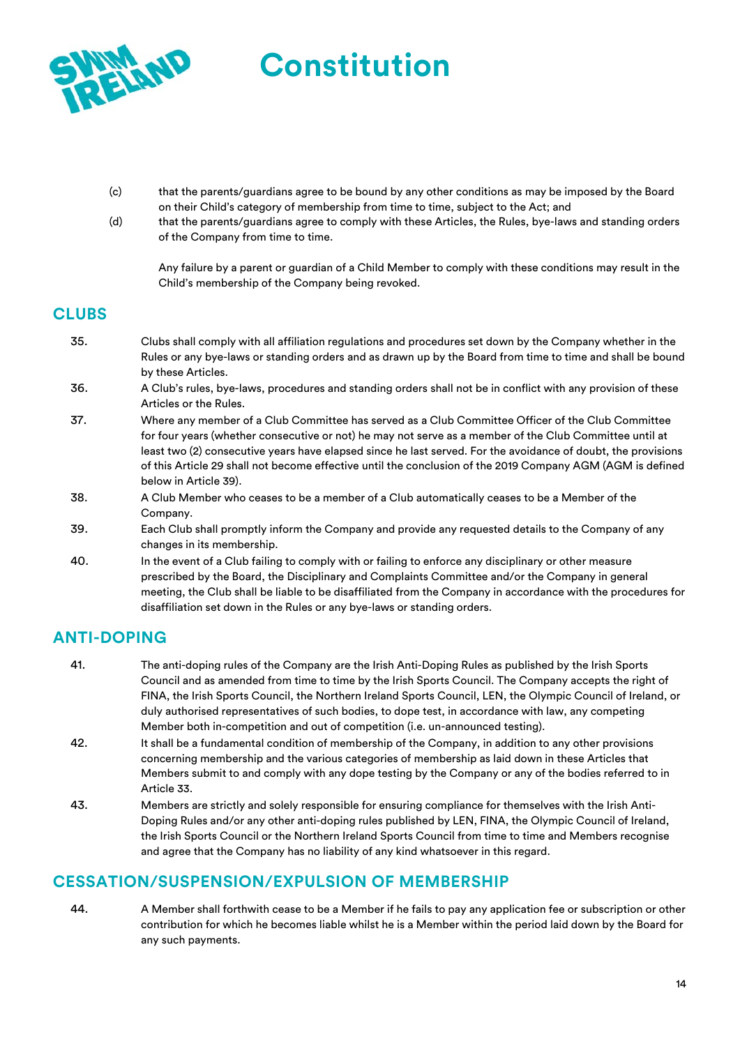(c) that the parents/guardians agree to be bound by any other conditions as may be imposed by the Board on their Child's category of membership from time to time, subject to the Act; and

(d) that the parents/guardians agree to comply with these Articles, the Rules, bye-laws and standing orders of the Company from time to time.

Any failure by a parent or guardian of a Child Member to comply with these conditions may result in the Child's membership of the Company being revoked.

## CLUBS

35. Clubs shall comply with all affiliation regulations and procedures set down by the Company whether in the Rules or any bye-laws or standing orders and as drawn up by the Board from time to time and shall be bound by these Articles.

36. A Club's rules, bye-laws, procedures and standing orders shall not be in conflict with any provision of these Articles or the Rules.

37. Where any member of a Club Committee has served as a Club Committee Officer of the Club Committee for four years (whether consecutive or not) he may not serve as a member of the Club Committee until at least two (2) consecutive years have elapsed since he last served. For the avoidance of doubt, the provisions of this Article 29 shall not become effective until the conclusion of the 2019 Company AGM (AGM is defined below in Article 39).

38. A Club Member who ceases to be a member of a Club automatically ceases to be a Member of the Company.

39. Each Club shall promptly inform the Company and provide any requested details to the Company of any changes in its membership.

40. In the event of a Club failing to comply with or failing to enforce any disciplinary or other measure prescribed by the Board, the Disciplinary and Complaints Committee and/or the Company in general meeting, the Club shall be liable to be disaffiliated from the Company in accordance with the procedures for disaffiliation set down in the Rules or any bye-laws or standing orders.

## ANTI-DOPING

41. The anti-doping rules of the Company are the Irish Anti-Doping Rules as published by the Irish Sports Council and as amended from time to time by the Irish Sports Council. The Company accepts the right of FINA, the Irish Sports Council, the Northern Ireland Sports Council, LEN, the Olympic Council of Ireland, or duly authorised representatives of such bodies, to dope test, in accordance with law, any competing Member both in-competition and out of competition (i.e. un-announced testing).

42. It shall be a fundamental condition of membership of the Company, in addition to any other provisions concerning membership and the various categories of membership as laid down in these Articles that Members submit to and comply with any dope testing by the Company or any of the bodies referred to in Article 33.

43. Members are strictly and solely responsible for ensuring compliance for themselves with the Irish Anti-Doping Rules and/or any other anti-doping rules published by LEN, FINA, the Olympic Council of Ireland, the Irish Sports Council or the Northern Ireland Sports Council from time to time and Members recognise and agree that the Company has no liability of any kind whatsoever in this regard.

## CESSATION/SUSPENSION/EXPULSION OF MEMBERSHIP

44. A Member shall forthwith cease to be a Member if he fails to pay any application fee or subscription or other contribution for which he becomes liable whilst he is a Member within the period laid down by the Board for any such payments.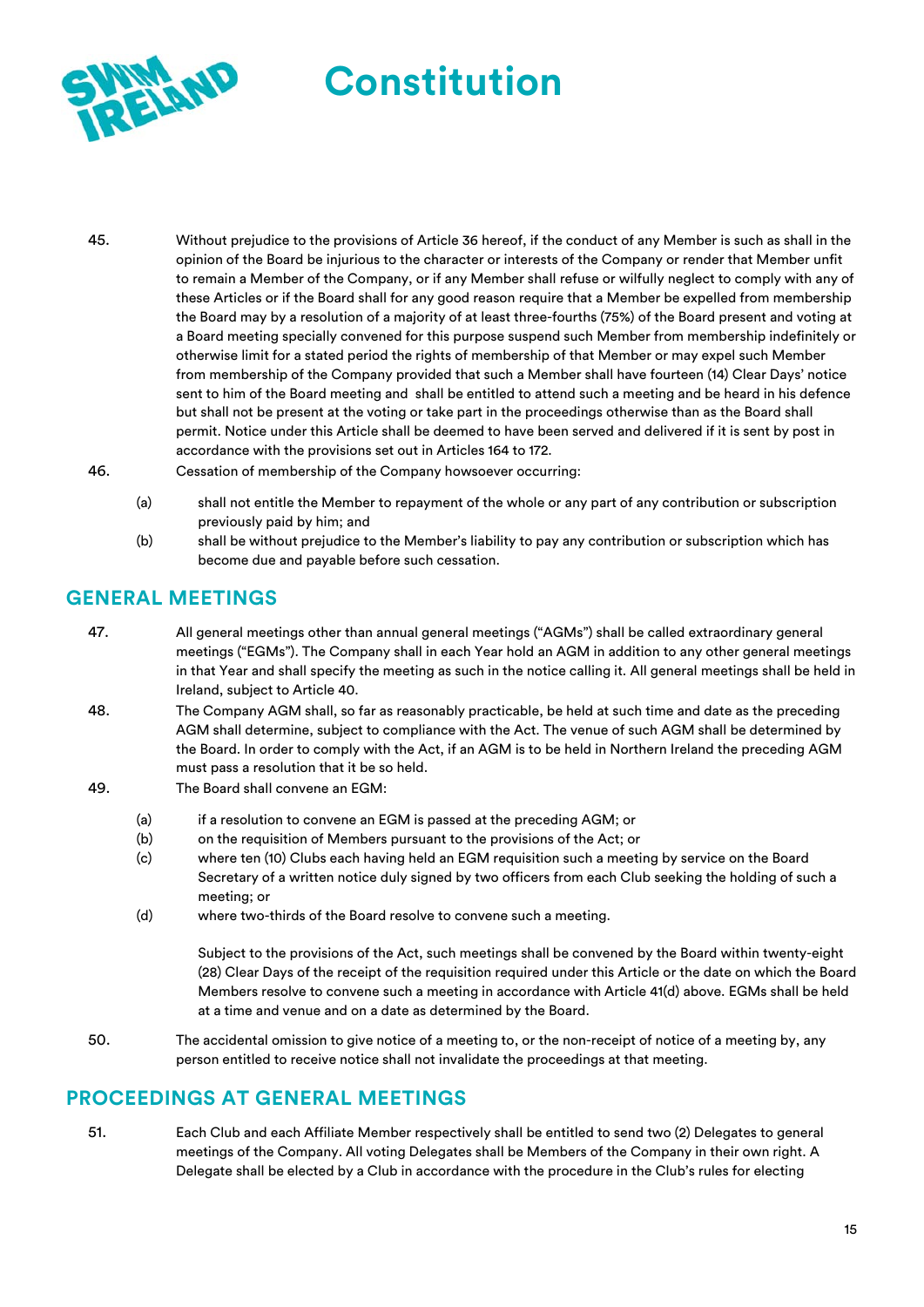45. Without prejudice to the provisions of Article 36 hereof, if the conduct of any Member is such as shall in the opinion of the Board be injurious to the character or interests of the Company or render that Member unfit to remain a Member of the Company, or if any Member shall refuse or wilfully neglect to comply with any of these Articles or if the Board shall for any good reason require that a Member be expelled from membership the Board may by a resolution of a majority of at least three-fourths (75%) of the Board present and voting at a Board meeting specially convened for this purpose suspend such Member from membership indefinitely or otherwise limit for a stated period the rights of membership of that Member or may expel such Member from membership of the Company provided that such a Member shall have fourteen (14) Clear Days' notice sent to him of the Board meeting and shall be entitled to attend such a meeting and be heard in his defence but shall not be present at the voting or take part in the proceedings otherwise than as the Board shall permit. Notice under this Article shall be deemed to have been served and delivered if it is sent by post in accordance with the provisions set out in Articles 164 to 172.

46. Cessation of membership of the Company howsoever occurring:

   (a) shall not entitle the Member to repayment of the whole or any part of any contribution or subscription previously paid by him; and

   (b) shall be without prejudice to the Member's liability to pay any contribution or subscription which has become due and payable before such cessation.

## GENERAL MEETINGS

47. All general meetings other than annual general meetings ("AGMs") shall be called extraordinary general meetings ("EGMs"). The Company shall in each Year hold an AGM in addition to any other general meetings in that Year and shall specify the meeting as such in the notice calling it. All general meetings shall be held in Ireland, subject to Article 40.

48. The Company AGM shall, so far as reasonably practicable, be held at such time and date as the preceding AGM shall determine, subject to compliance with the Act. The venue of such AGM shall be determined by the Board. In order to comply with the Act, if an AGM is to be held in Northern Ireland the preceding AGM must pass a resolution that it be so held.

49. The Board shall convene an EGM:

   (a) if a resolution to convene an EGM is passed at the preceding AGM; or

   (b) on the requisition of Members pursuant to the provisions of the Act; or

   (c) where ten (10) Clubs each having held an EGM requisition such a meeting by service on the Board Secretary of a written notice duly signed by two officers from each Club seeking the holding of such a meeting; or

   (d) where two-thirds of the Board resolve to convene such a meeting.

   Subject to the provisions of the Act, such meetings shall be convened by the Board within twenty-eight (28) Clear Days of the receipt of the requisition required under this Article or the date on which the Board Members resolve to convene such a meeting in accordance with Article 41(d) above. EGMs shall be held at a time and venue and on a date as determined by the Board.

50. The accidental omission to give notice of a meeting to, or the non-receipt of notice of a meeting by, any person entitled to receive notice shall not invalidate the proceedings at that meeting.

## PROCEEDINGS AT GENERAL MEETINGS

51. Each Club and each Affiliate Member respectively shall be entitled to send two (2) Delegates to general meetings of the Company. All voting Delegates shall be Members of the Company in their own right. A Delegate shall be elected by a Club in accordance with the procedure in the Club's rules for electing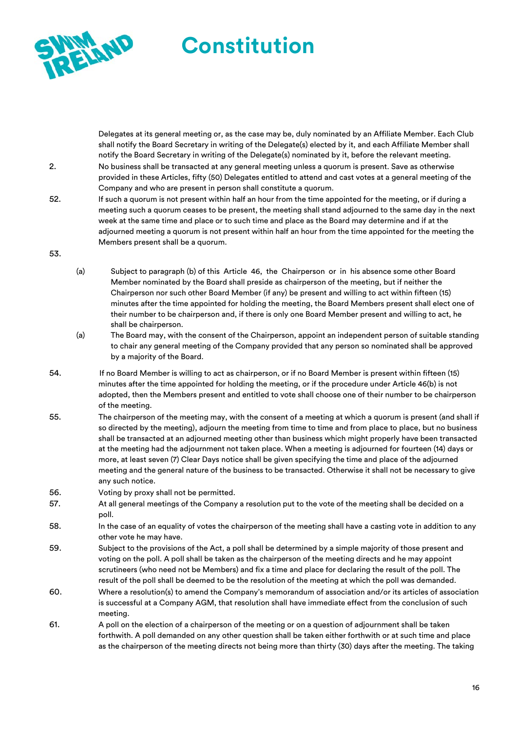Delegates at its general meeting or, as the case may be, duly nominated by an Affiliate Member. Each Club shall notify the Board Secretary in writing of the Delegate(s) elected by it, and each Affiliate Member shall notify the Board Secretary in writing of the Delegate(s) nominated by it, before the relevant meeting.

2. No business shall be transacted at any general meeting unless a quorum is present. Save as otherwise provided in these Articles, fifty (50) Delegates entitled to attend and cast votes at a general meeting of the Company and who are present in person shall constitute a quorum.

52. If such a quorum is not present within half an hour from the time appointed for the meeting, or if during a meeting such a quorum ceases to be present, the meeting shall stand adjourned to the same day in the next week at the same time and place or to such time and place as the Board may determine and if at the adjourned meeting a quorum is not present within half an hour from the time appointed for the meeting the Members present shall be a quorum.

53.

(a) Subject to paragraph (b) of this Article 46, the Chairperson or in his absence some other Board Member nominated by the Board shall preside as chairperson of the meeting, but if neither the Chairperson nor such other Board Member (if any) be present and willing to act within fifteen (15) minutes after the time appointed for holding the meeting, the Board Members present shall elect one of their number to be chairperson and, if there is only one Board Member present and willing to act, he shall be chairperson.

(a) The Board may, with the consent of the Chairperson, appoint an independent person of suitable standing to chair any general meeting of the Company provided that any person so nominated shall be approved by a majority of the Board.

54. If no Board Member is willing to act as chairperson, or if no Board Member is present within fifteen (15) minutes after the time appointed for holding the meeting, or if the procedure under Article 46(b) is not adopted, then the Members present and entitled to vote shall choose one of their number to be chairperson of the meeting.

55. The chairperson of the meeting may, with the consent of a meeting at which a quorum is present (and shall if so directed by the meeting), adjourn the meeting from time to time and from place to place, but no business shall be transacted at an adjourned meeting other than business which might properly have been transacted at the meeting had the adjournment not taken place. When a meeting is adjourned for fourteen (14) days or more, at least seven (7) Clear Days notice shall be given specifying the time and place of the adjourned meeting and the general nature of the business to be transacted. Otherwise it shall not be necessary to give any such notice.

56. Voting by proxy shall not be permitted.

57. At all general meetings of the Company a resolution put to the vote of the meeting shall be decided on a poll.

58. In the case of an equality of votes the chairperson of the meeting shall have a casting vote in addition to any other vote he may have.

59. Subject to the provisions of the Act, a poll shall be determined by a simple majority of those present and voting on the poll. A poll shall be taken as the chairperson of the meeting directs and he may appoint scrutineers (who need not be Members) and fix a time and place for declaring the result of the poll. The result of the poll shall be deemed to be the resolution of the meeting at which the poll was demanded.

60. Where a resolution(s) to amend the Company's memorandum of association and/or its articles of association is successful at a Company AGM, that resolution shall have immediate effect from the conclusion of such meeting.

61. A poll on the election of a chairperson of the meeting or on a question of adjournment shall be taken forthwith. A poll demanded on any other question shall be taken either forthwith or at such time and place as the chairperson of the meeting directs not being more than thirty (30) days after the meeting. The taking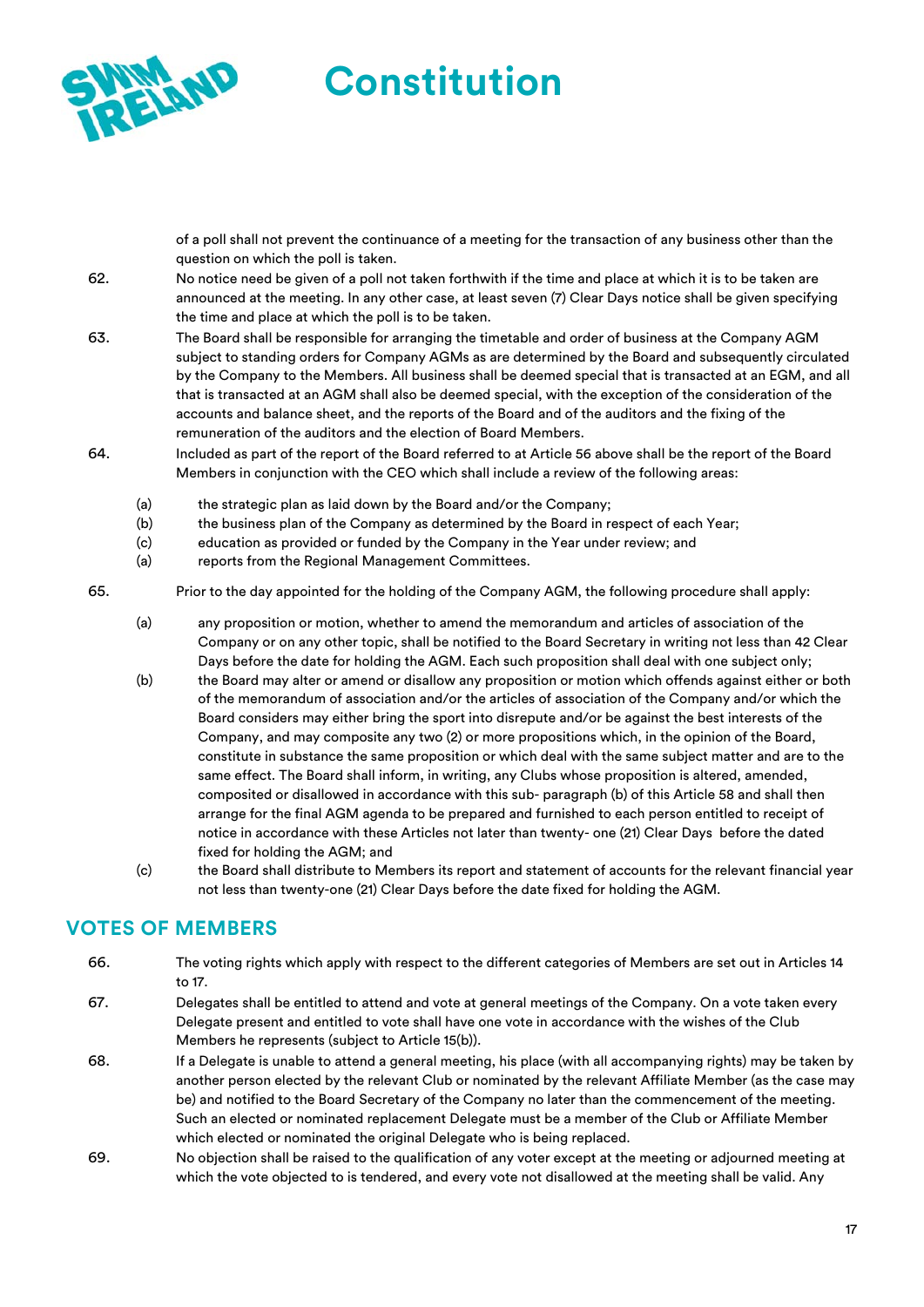of a poll shall not prevent the continuance of a meeting for the transaction of any business other than the question on which the poll is taken.

62. No notice need be given of a poll not taken forthwith if the time and place at which it is to be taken are announced at the meeting. In any other case, at least seven (7) Clear Days notice shall be given specifying the time and place at which the poll is to be taken.

63. The Board shall be responsible for arranging the timetable and order of business at the Company AGM subject to standing orders for Company AGMs as are determined by the Board and subsequently circulated by the Company to the Members. All business shall be deemed special that is transacted at an EGM, and all that is transacted at an AGM shall also be deemed special, with the exception of the consideration of the accounts and balance sheet, and the reports of the Board and of the auditors and the fixing of the remuneration of the auditors and the election of Board Members.

64. Included as part of the report of the Board referred to at Article 56 above shall be the report of the Board Members in conjunction with the CEO which shall include a review of the following areas:

   (a) the strategic plan as laid down by the Board and/or the Company;
   (b) the business plan of the Company as determined by the Board in respect of each Year;
   (c) education as provided or funded by the Company in the Year under review; and
   (a) reports from the Regional Management Committees.

65. Prior to the day appointed for the holding of the Company AGM, the following procedure shall apply:

   (a) any proposition or motion, whether to amend the memorandum and articles of association of the Company or on any other topic, shall be notified to the Board Secretary in writing not less than 42 Clear Days before the date for holding the AGM. Each such proposition shall deal with one subject only;
   (b) the Board may alter or amend or disallow any proposition or motion which offends against either or both of the memorandum of association and/or the articles of association of the Company and/or which the Board considers may either bring the sport into disrepute and/or be against the best interests of the Company, and may composite any two (2) or more propositions which, in the opinion of the Board, constitute in substance the same proposition or which deal with the same subject matter and are to the same effect. The Board shall inform, in writing, any Clubs whose proposition is altered, amended, composited or disallowed in accordance with this sub- paragraph (b) of this Article 58 and shall then arrange for the final AGM agenda to be prepared and furnished to each person entitled to receipt of notice in accordance with these Articles not later than twenty- one (21) Clear Days before the dated fixed for holding the AGM; and
   (c) the Board shall distribute to Members its report and statement of accounts for the relevant financial year not less than twenty-one (21) Clear Days before the date fixed for holding the AGM.

## VOTES OF MEMBERS

66. The voting rights which apply with respect to the different categories of Members are set out in Articles 14 to 17.

67. Delegates shall be entitled to attend and vote at general meetings of the Company. On a vote taken every Delegate present and entitled to vote shall have one vote in accordance with the wishes of the Club Members he represents (subject to Article 15(b)).

68. If a Delegate is unable to attend a general meeting, his place (with all accompanying rights) may be taken by another person elected by the relevant Club or nominated by the relevant Affiliate Member (as the case may be) and notified to the Board Secretary of the Company no later than the commencement of the meeting. Such an elected or nominated replacement Delegate must be a member of the Club or Affiliate Member which elected or nominated the original Delegate who is being replaced.

69. No objection shall be raised to the qualification of any voter except at the meeting or adjourned meeting at which the vote objected to is tendered, and every vote not disallowed at the meeting shall be valid. Any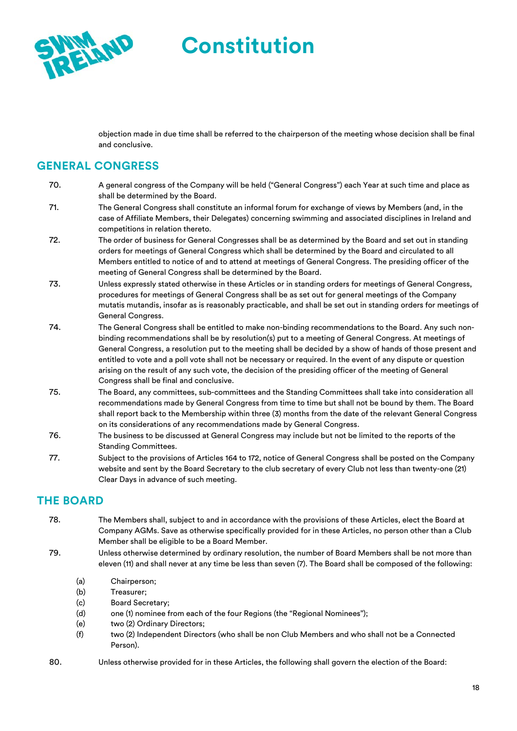objection made in due time shall be referred to the chairperson of the meeting whose decision shall be final and conclusive.

## GENERAL CONGRESS

70. A general congress of the Company will be held ("General Congress") each Year at such time and place as shall be determined by the Board.

71. The General Congress shall constitute an informal forum for exchange of views by Members (and, in the case of Affiliate Members, their Delegates) concerning swimming and associated disciplines in Ireland and competitions in relation thereto.

72. The order of business for General Congresses shall be as determined by the Board and set out in standing orders for meetings of General Congress which shall be determined by the Board and circulated to all Members entitled to notice of and to attend at meetings of General Congress. The presiding officer of the meeting of General Congress shall be determined by the Board.

73. Unless expressly stated otherwise in these Articles or in standing orders for meetings of General Congress, procedures for meetings of General Congress shall be as set out for general meetings of the Company mutatis mutandis, insofar as is reasonably practicable, and shall be set out in standing orders for meetings of General Congress.

74. The General Congress shall be entitled to make non-binding recommendations to the Board. Any such non-binding recommendations shall be by resolution(s) put to a meeting of General Congress. At meetings of General Congress, a resolution put to the meeting shall be decided by a show of hands of those present and entitled to vote and a poll vote shall not be necessary or required. In the event of any dispute or question arising on the result of any such vote, the decision of the presiding officer of the meeting of General Congress shall be final and conclusive.

75. The Board, any committees, sub-committees and the Standing Committees shall take into consideration all recommendations made by General Congress from time to time but shall not be bound by them. The Board shall report back to the Membership within three (3) months from the date of the relevant General Congress on its considerations of any recommendations made by General Congress.

76. The business to be discussed at General Congress may include but not be limited to the reports of the Standing Committees.

77. Subject to the provisions of Articles 164 to 172, notice of General Congress shall be posted on the Company website and sent by the Board Secretary to the club secretary of every Club not less than twenty-one (21) Clear Days in advance of such meeting.

## THE BOARD

78. The Members shall, subject to and in accordance with the provisions of these Articles, elect the Board at Company AGMs. Save as otherwise specifically provided for in these Articles, no person other than a Club Member shall be eligible to be a Board Member.

79. Unless otherwise determined by ordinary resolution, the number of Board Members shall be not more than eleven (11) and shall never at any time be less than seven (7). The Board shall be composed of the following:

    (a) Chairperson;
    (b) Treasurer;
    (c) Board Secretary;
    (d) one (1) nominee from each of the four Regions (the "Regional Nominees");
    (e) two (2) Ordinary Directors;
    (f) two (2) Independent Directors (who shall be non Club Members and who shall not be a Connected Person).

80. Unless otherwise provided for in these Articles, the following shall govern the election of the Board: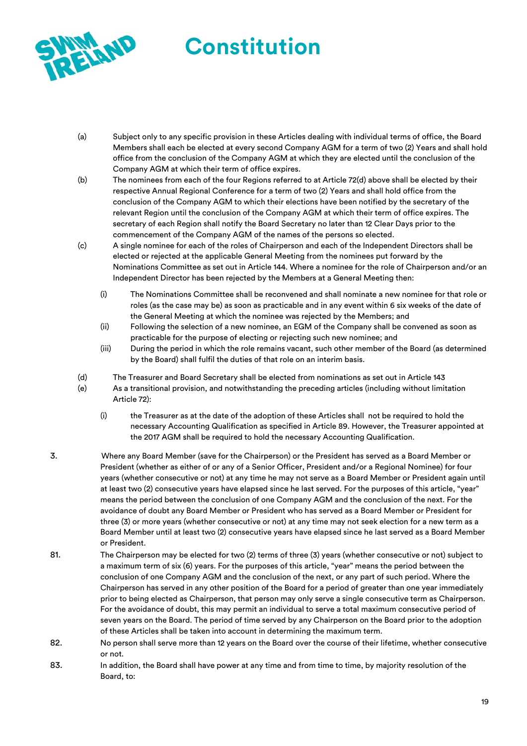(a) Subject only to any specific provision in these Articles dealing with individual terms of office, the Board Members shall each be elected at every second Company AGM for a term of two (2) Years and shall hold office from the conclusion of the Company AGM at which they are elected until the conclusion of the Company AGM at which their term of office expires.

(b) The nominees from each of the four Regions referred to at Article 72(d) above shall be elected by their respective Annual Regional Conference for a term of two (2) Years and shall hold office from the conclusion of the Company AGM to which their elections have been notified by the secretary of the relevant Region until the conclusion of the Company AGM at which their term of office expires. The secretary of each Region shall notify the Board Secretary no later than 12 Clear Days prior to the commencement of the Company AGM of the names of the persons so elected.

(c) A single nominee for each of the roles of Chairperson and each of the Independent Directors shall be elected or rejected at the applicable General Meeting from the nominees put forward by the Nominations Committee as set out in Article 144. Where a nominee for the role of Chairperson and/or an Independent Director has been rejected by the Members at a General Meeting then:

   (i) The Nominations Committee shall be reconvened and shall nominate a new nominee for that role or roles (as the case may be) as soon as practicable and in any event within 6 six weeks of the date of the General Meeting at which the nominee was rejected by the Members; and

   (ii) Following the selection of a new nominee, an EGM of the Company shall be convened as soon as practicable for the purpose of electing or rejecting such new nominee; and

   (iii) During the period in which the role remains vacant, such other member of the Board (as determined by the Board) shall fulfil the duties of that role on an interim basis.

(d) The Treasurer and Board Secretary shall be elected from nominations as set out in Article 143

(e) As a transitional provision, and notwithstanding the preceding articles (including without limitation Article 72):

   (i) the Treasurer as at the date of the adoption of these Articles shall not be required to hold the necessary Accounting Qualification as specified in Article 89. However, the Treasurer appointed at the 2017 AGM shall be required to hold the necessary Accounting Qualification.

3. Where any Board Member (save for the Chairperson) or the President has served as a Board Member or President (whether as either of or any of a Senior Officer, President and/or a Regional Nominee) for four years (whether consecutive or not) at any time he may not serve as a Board Member or President again until at least two (2) consecutive years have elapsed since he last served. For the purposes of this article, "year" means the period between the conclusion of one Company AGM and the conclusion of the next. For the avoidance of doubt any Board Member or President who has served as a Board Member or President for three (3) or more years (whether consecutive or not) at any time may not seek election for a new term as a Board Member until at least two (2) consecutive years have elapsed since he last served as a Board Member or President.

81. The Chairperson may be elected for two (2) terms of three (3) years (whether consecutive or not) subject to a maximum term of six (6) years. For the purposes of this article, "year" means the period between the conclusion of one Company AGM and the conclusion of the next, or any part of such period. Where the Chairperson has served in any other position of the Board for a period of greater than one year immediately prior to being elected as Chairperson, that person may only serve a single consecutive term as Chairperson. For the avoidance of doubt, this may permit an individual to serve a total maximum consecutive period of seven years on the Board. The period of time served by any Chairperson on the Board prior to the adoption of these Articles shall be taken into account in determining the maximum term.

82. No person shall serve more than 12 years on the Board over the course of their lifetime, whether consecutive or not.

83. In addition, the Board shall have power at any time and from time to time, by majority resolution of the Board, to: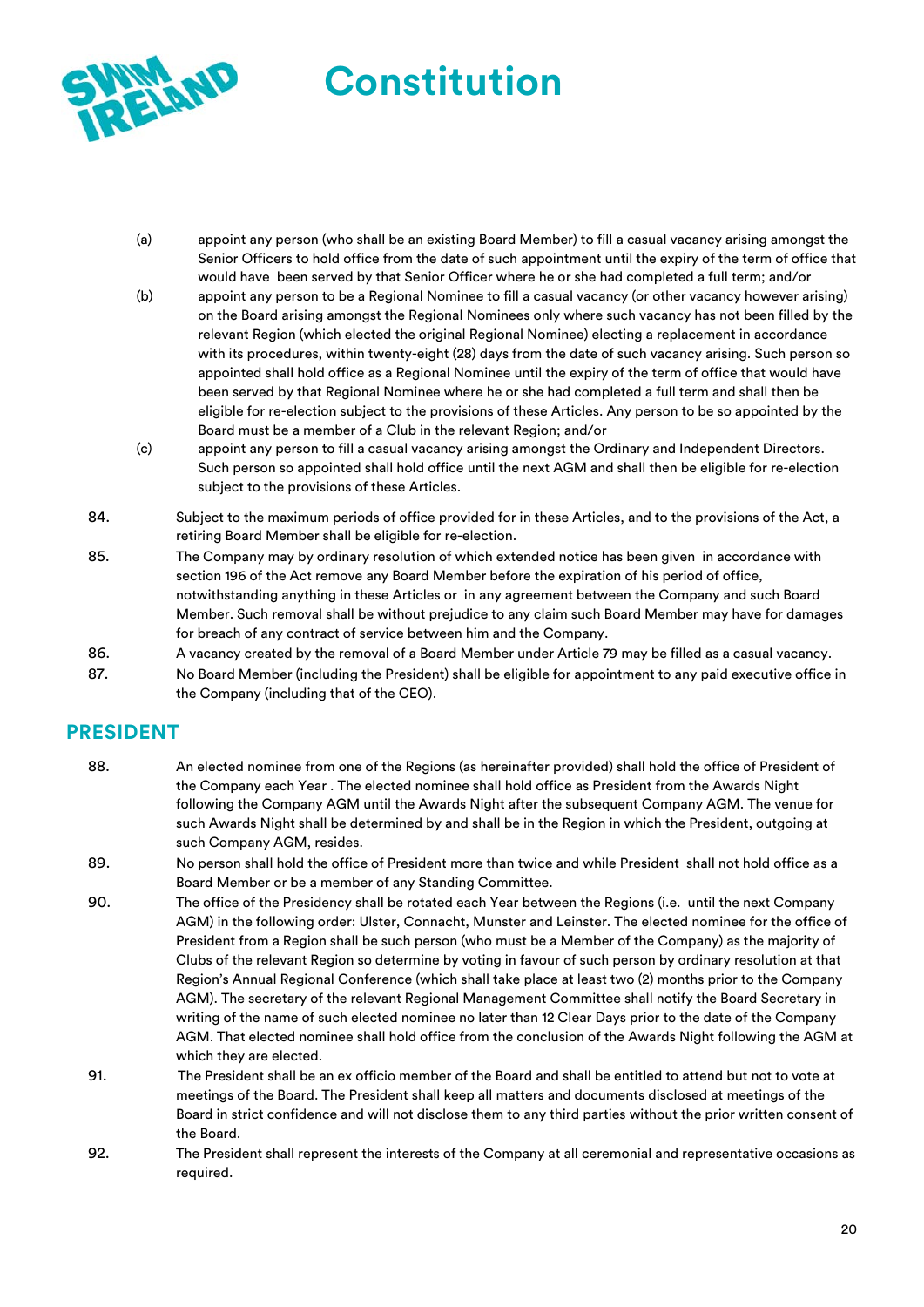(a) appoint any person (who shall be an existing Board Member) to fill a casual vacancy arising amongst the Senior Officers to hold office from the date of such appointment until the expiry of the term of office that would have been served by that Senior Officer where he or she had completed a full term; and/or

(b) appoint any person to be a Regional Nominee to fill a casual vacancy (or other vacancy however arising) on the Board arising amongst the Regional Nominees only where such vacancy has not been filled by the relevant Region (which elected the original Regional Nominee) electing a replacement in accordance with its procedures, within twenty-eight (28) days from the date of such vacancy arising. Such person so appointed shall hold office as a Regional Nominee until the expiry of the term of office that would have been served by that Regional Nominee where he or she had completed a full term and shall then be eligible for re-election subject to the provisions of these Articles. Any person to be so appointed by the Board must be a member of a Club in the relevant Region; and/or

(c) appoint any person to fill a casual vacancy arising amongst the Ordinary and Independent Directors. Such person so appointed shall hold office until the next AGM and shall then be eligible for re-election subject to the provisions of these Articles.

84. Subject to the maximum periods of office provided for in these Articles, and to the provisions of the Act, a retiring Board Member shall be eligible for re-election.

85. The Company may by ordinary resolution of which extended notice has been given in accordance with section 196 of the Act remove any Board Member before the expiration of his period of office, notwithstanding anything in these Articles or in any agreement between the Company and such Board Member. Such removal shall be without prejudice to any claim such Board Member may have for damages for breach of any contract of service between him and the Company.

86. A vacancy created by the removal of a Board Member under Article 79 may be filled as a casual vacancy.

87. No Board Member (including the President) shall be eligible for appointment to any paid executive office in the Company (including that of the CEO).

## PRESIDENT

88. An elected nominee from one of the Regions (as hereinafter provided) shall hold the office of President of the Company each Year . The elected nominee shall hold office as President from the Awards Night following the Company AGM until the Awards Night after the subsequent Company AGM. The venue for such Awards Night shall be determined by and shall be in the Region in which the President, outgoing at such Company AGM, resides.

89. No person shall hold the office of President more than twice and while President shall not hold office as a Board Member or be a member of any Standing Committee.

90. The office of the Presidency shall be rotated each Year between the Regions (i.e. until the next Company AGM) in the following order: Ulster, Connacht, Munster and Leinster. The elected nominee for the office of President from a Region shall be such person (who must be a Member of the Company) as the majority of Clubs of the relevant Region so determine by voting in favour of such person by ordinary resolution at that Region's Annual Regional Conference (which shall take place at least two (2) months prior to the Company AGM). The secretary of the relevant Regional Management Committee shall notify the Board Secretary in writing of the name of such elected nominee no later than 12 Clear Days prior to the date of the Company AGM. That elected nominee shall hold office from the conclusion of the Awards Night following the AGM at which they are elected.

91. The President shall be an ex officio member of the Board and shall be entitled to attend but not to vote at meetings of the Board. The President shall keep all matters and documents disclosed at meetings of the Board in strict confidence and will not disclose them to any third parties without the prior written consent of the Board.

92. The President shall represent the interests of the Company at all ceremonial and representative occasions as required.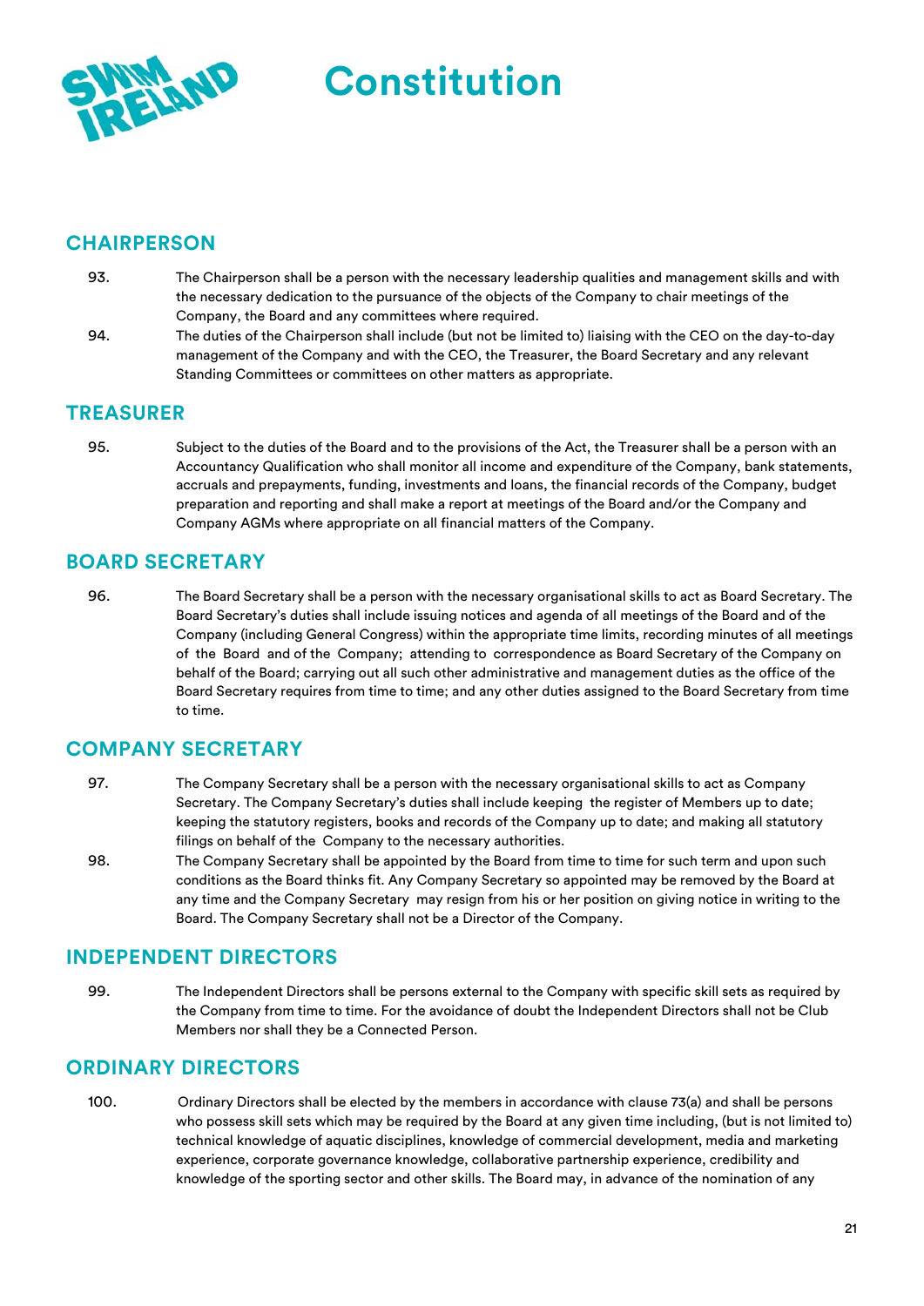## CHAIRPERSON

93. The Chairperson shall be a person with the necessary leadership qualities and management skills and with the necessary dedication to the pursuance of the objects of the Company to chair meetings of the Company, the Board and any committees where required.

94. The duties of the Chairperson shall include (but not be limited to) liaising with the CEO on the day-to-day management of the Company and with the CEO, the Treasurer, the Board Secretary and any relevant Standing Committees or committees on other matters as appropriate.

## TREASURER

95. Subject to the duties of the Board and to the provisions of the Act, the Treasurer shall be a person with an Accountancy Qualification who shall monitor all income and expenditure of the Company, bank statements, accruals and prepayments, funding, investments and loans, the financial records of the Company, budget preparation and reporting and shall make a report at meetings of the Board and/or the Company and Company AGMs where appropriate on all financial matters of the Company.

## BOARD SECRETARY

96. The Board Secretary shall be a person with the necessary organisational skills to act as Board Secretary. The Board Secretary's duties shall include issuing notices and agenda of all meetings of the Board and of the Company (including General Congress) within the appropriate time limits, recording minutes of all meetings of the Board and of the Company; attending to correspondence as Board Secretary of the Company on behalf of the Board; carrying out all such other administrative and management duties as the office of the Board Secretary requires from time to time; and any other duties assigned to the Board Secretary from time to time.

## COMPANY SECRETARY

97. The Company Secretary shall be a person with the necessary organisational skills to act as Company Secretary. The Company Secretary's duties shall include keeping the register of Members up to date; keeping the statutory registers, books and records of the Company up to date; and making all statutory filings on behalf of the Company to the necessary authorities.

98. The Company Secretary shall be appointed by the Board from time to time for such term and upon such conditions as the Board thinks fit. Any Company Secretary so appointed may be removed by the Board at any time and the Company Secretary may resign from his or her position on giving notice in writing to the Board. The Company Secretary shall not be a Director of the Company.

## INDEPENDENT DIRECTORS

99. The Independent Directors shall be persons external to the Company with specific skill sets as required by the Company from time to time. For the avoidance of doubt the Independent Directors shall not be Club Members nor shall they be a Connected Person.

## ORDINARY DIRECTORS

100. Ordinary Directors shall be elected by the members in accordance with clause 73(a) and shall be persons who possess skill sets which may be required by the Board at any given time including, (but is not limited to) technical knowledge of aquatic disciplines, knowledge of commercial development, media and marketing experience, corporate governance knowledge, collaborative partnership experience, credibility and knowledge of the sporting sector and other skills. The Board may, in advance of the nomination of any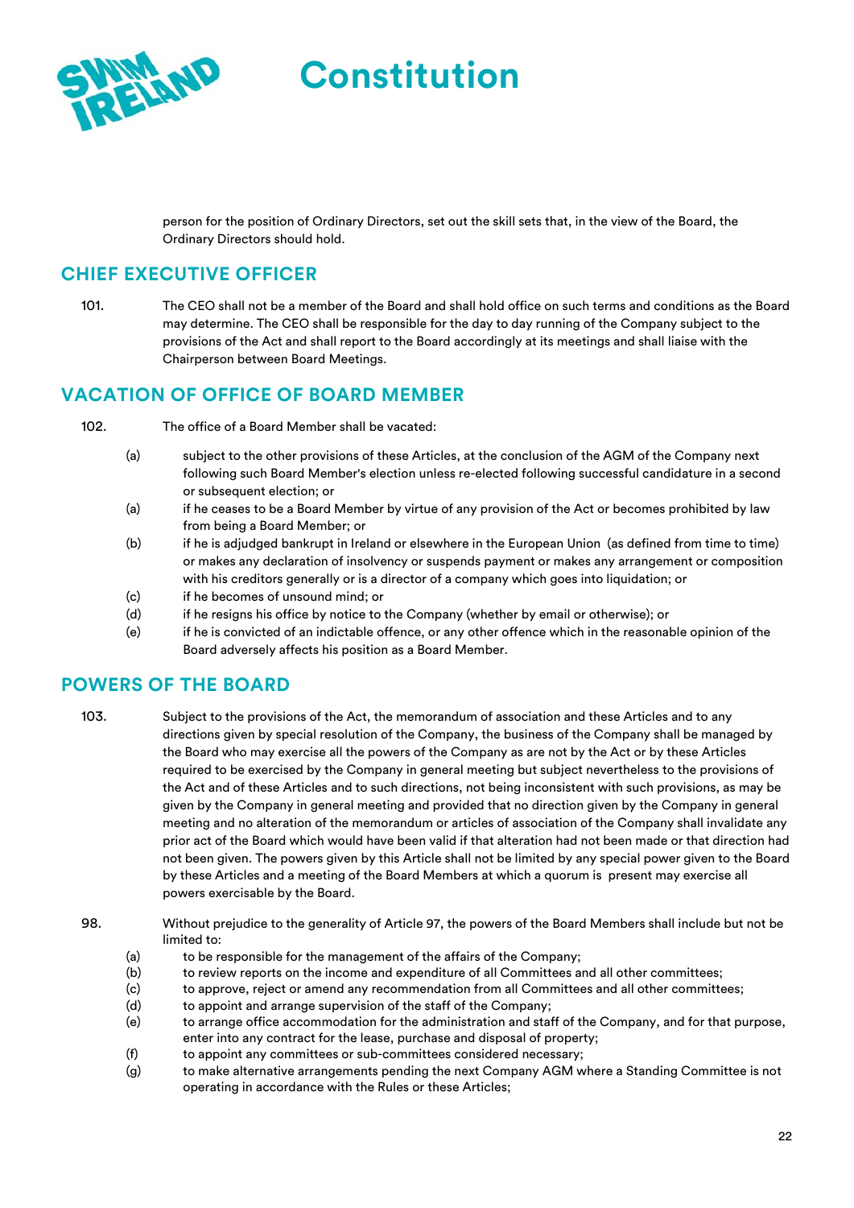person for the position of Ordinary Directors, set out the skill sets that, in the view of the Board, the Ordinary Directors should hold.

## CHIEF EXECUTIVE OFFICER

101. The CEO shall not be a member of the Board and shall hold office on such terms and conditions as the Board may determine. The CEO shall be responsible for the day to day running of the Company subject to the provisions of the Act and shall report to the Board accordingly at its meetings and shall liaise with the Chairperson between Board Meetings.

## VACATION OF OFFICE OF BOARD MEMBER

102. The office of a Board Member shall be vacated:

- (a) subject to the other provisions of these Articles, at the conclusion of the AGM of the Company next following such Board Member's election unless re-elected following successful candidature in a second or subsequent election; or
- (a) if he ceases to be a Board Member by virtue of any provision of the Act or becomes prohibited by law from being a Board Member; or
- (b) if he is adjudged bankrupt in Ireland or elsewhere in the European Union (as defined from time to time) or makes any declaration of insolvency or suspends payment or makes any arrangement or composition with his creditors generally or is a director of a company which goes into liquidation; or
- (c) if he becomes of unsound mind; or
- (d) if he resigns his office by notice to the Company (whether by email or otherwise); or
- (e) if he is convicted of an indictable offence, or any other offence which in the reasonable opinion of the Board adversely affects his position as a Board Member.

## POWERS OF THE BOARD

103. Subject to the provisions of the Act, the memorandum of association and these Articles and to any directions given by special resolution of the Company, the business of the Company shall be managed by the Board who may exercise all the powers of the Company as are not by the Act or by these Articles required to be exercised by the Company in general meeting but subject nevertheless to the provisions of the Act and of these Articles and to such directions, not being inconsistent with such provisions, as may be given by the Company in general meeting and provided that no direction given by the Company in general meeting and no alteration of the memorandum or articles of association of the Company shall invalidate any prior act of the Board which would have been valid if that alteration had not been made or that direction had not been given. The powers given by this Article shall not be limited by any special power given to the Board by these Articles and a meeting of the Board Members at which a quorum is present may exercise all powers exercisable by the Board.

98. Without prejudice to the generality of Article 97, the powers of the Board Members shall include but not be limited to:

- (a) to be responsible for the management of the affairs of the Company;
- (b) to review reports on the income and expenditure of all Committees and all other committees;
- (c) to approve, reject or amend any recommendation from all Committees and all other committees;
- (d) to appoint and arrange supervision of the staff of the Company;
- (e) to arrange office accommodation for the administration and staff of the Company, and for that purpose, enter into any contract for the lease, purchase and disposal of property;
- (f) to appoint any committees or sub-committees considered necessary;
- (g) to make alternative arrangements pending the next Company AGM where a Standing Committee is not operating in accordance with the Rules or these Articles;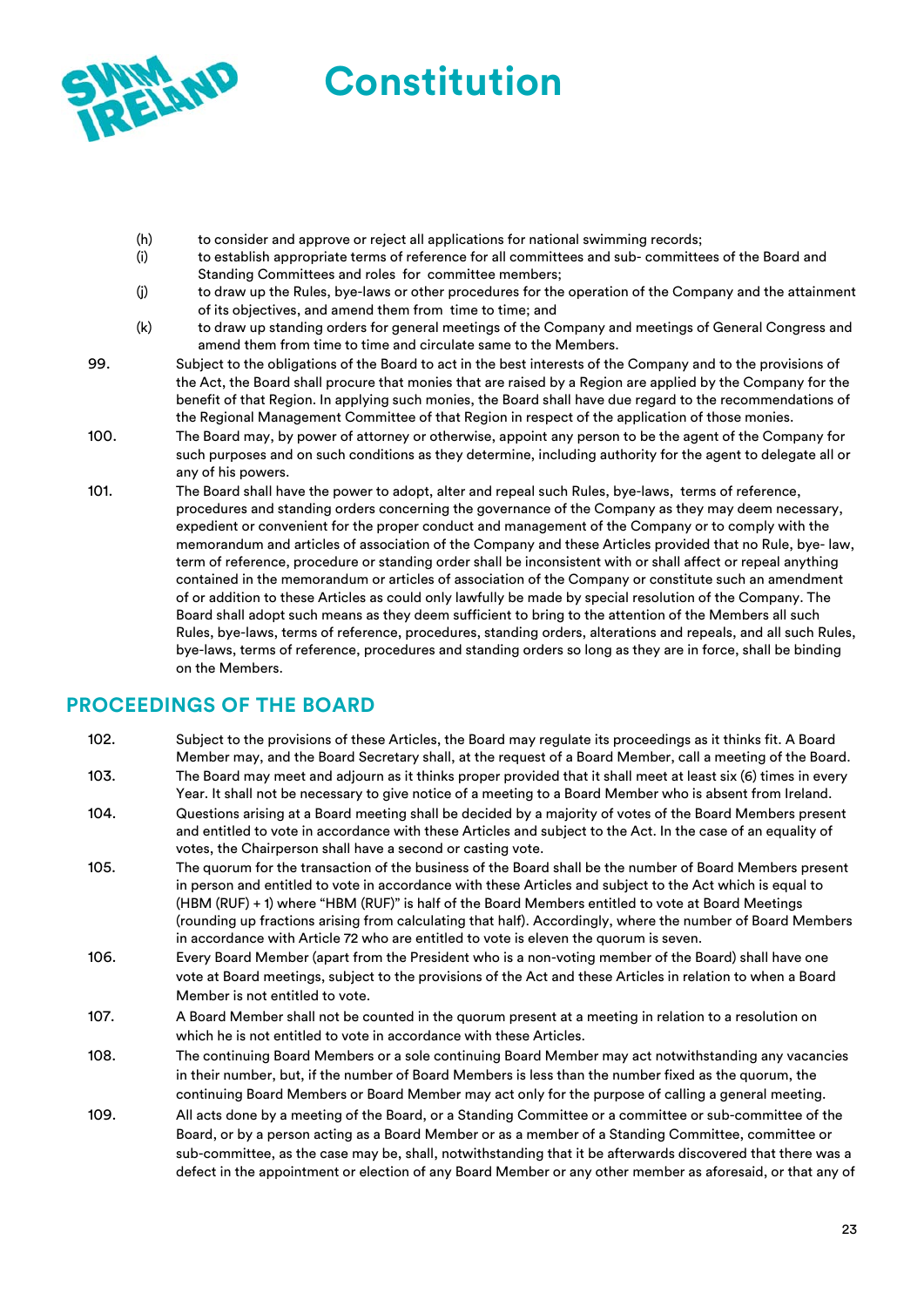(h) to consider and approve or reject all applications for national swimming records;

(i) to establish appropriate terms of reference for all committees and sub- committees of the Board and Standing Committees and roles for committee members;

(j) to draw up the Rules, bye-laws or other procedures for the operation of the Company and the attainment of its objectives, and amend them from time to time; and

(k) to draw up standing orders for general meetings of the Company and meetings of General Congress and amend them from time to time and circulate same to the Members.

99. Subject to the obligations of the Board to act in the best interests of the Company and to the provisions of the Act, the Board shall procure that monies that are raised by a Region are applied by the Company for the benefit of that Region. In applying such monies, the Board shall have due regard to the recommendations of the Regional Management Committee of that Region in respect of the application of those monies.

100. The Board may, by power of attorney or otherwise, appoint any person to be the agent of the Company for such purposes and on such conditions as they determine, including authority for the agent to delegate all or any of his powers.

101. The Board shall have the power to adopt, alter and repeal such Rules, bye-laws, terms of reference, procedures and standing orders concerning the governance of the Company as they may deem necessary, expedient or convenient for the proper conduct and management of the Company or to comply with the memorandum and articles of association of the Company and these Articles provided that no Rule, bye- law, term of reference, procedure or standing order shall be inconsistent with or shall affect or repeal anything contained in the memorandum or articles of association of the Company or constitute such an amendment of or addition to these Articles as could only lawfully be made by special resolution of the Company. The Board shall adopt such means as they deem sufficient to bring to the attention of the Members all such Rules, bye-laws, terms of reference, procedures, standing orders, alterations and repeals, and all such Rules, bye-laws, terms of reference, procedures and standing orders so long as they are in force, shall be binding on the Members.

## PROCEEDINGS OF THE BOARD

102. Subject to the provisions of these Articles, the Board may regulate its proceedings as it thinks fit. A Board Member may, and the Board Secretary shall, at the request of a Board Member, call a meeting of the Board.

103. The Board may meet and adjourn as it thinks proper provided that it shall meet at least six (6) times in every Year. It shall not be necessary to give notice of a meeting to a Board Member who is absent from Ireland.

104. Questions arising at a Board meeting shall be decided by a majority of votes of the Board Members present and entitled to vote in accordance with these Articles and subject to the Act. In the case of an equality of votes, the Chairperson shall have a second or casting vote.

105. The quorum for the transaction of the business of the Board shall be the number of Board Members present in person and entitled to vote in accordance with these Articles and subject to the Act which is equal to (HBM (RUF) + 1) where "HBM (RUF)" is half of the Board Members entitled to vote at Board Meetings (rounding up fractions arising from calculating that half). Accordingly, where the number of Board Members in accordance with Article 72 who are entitled to vote is eleven the quorum is seven.

106. Every Board Member (apart from the President who is a non-voting member of the Board) shall have one vote at Board meetings, subject to the provisions of the Act and these Articles in relation to when a Board Member is not entitled to vote.

107. A Board Member shall not be counted in the quorum present at a meeting in relation to a resolution on which he is not entitled to vote in accordance with these Articles.

108. The continuing Board Members or a sole continuing Board Member may act notwithstanding any vacancies in their number, but, if the number of Board Members is less than the number fixed as the quorum, the continuing Board Members or Board Member may act only for the purpose of calling a general meeting.

109. All acts done by a meeting of the Board, or a Standing Committee or a committee or sub-committee of the Board, or by a person acting as a Board Member or as a member of a Standing Committee, committee or sub-committee, as the case may be, shall, notwithstanding that it be afterwards discovered that there was a defect in the appointment or election of any Board Member or any other member as aforesaid, or that any of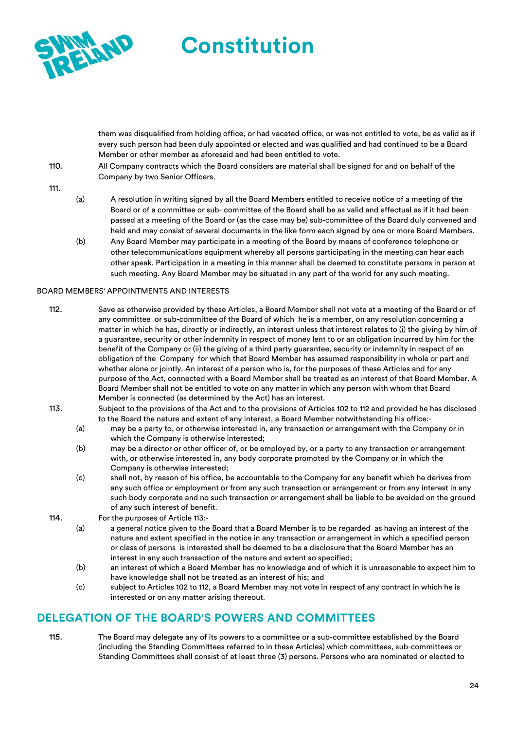them was disqualified from holding office, or had vacated office, or was not entitled to vote, be as valid as if every such person had been duly appointed or elected and was qualified and had continued to be a Board Member or other member as aforesaid and had been entitled to vote.

110. All Company contracts which the Board considers are material shall be signed for and on behalf of the Company by two Senior Officers.

111.

(a) A resolution in writing signed by all the Board Members entitled to receive notice of a meeting of the Board or of a committee or sub- committee of the Board shall be as valid and effectual as if it had been passed at a meeting of the Board or (as the case may be) sub-committee of the Board duly convened and held and may consist of several documents in the like form each signed by one or more Board Members.

(b) Any Board Member may participate in a meeting of the Board by means of conference telephone or other telecommunications equipment whereby all persons participating in the meeting can hear each other speak. Participation in a meeting in this manner shall be deemed to constitute persons in person at such meeting. Any Board Member may be situated in any part of the world for any such meeting.

BOARD MEMBERS' APPOINTMENTS AND INTERESTS

112. Save as otherwise provided by these Articles, a Board Member shall not vote at a meeting of the Board or of any committee or sub-committee of the Board of which he is a member, on any resolution concerning a matter in which he has, directly or indirectly, an interest unless that interest relates to (i) the giving by him of a guarantee, security or other indemnity in respect of money lent to or an obligation incurred by him for the benefit of the Company or (ii) the giving of a third party guarantee, security or indemnity in respect of an obligation of the Company for which that Board Member has assumed responsibility in whole or part and whether alone or jointly. An interest of a person who is, for the purposes of these Articles and for any purpose of the Act, connected with a Board Member shall be treated as an interest of that Board Member. A Board Member shall not be entitled to vote on any matter in which any person with whom that Board Member is connected (as determined by the Act) has an interest.

113. Subject to the provisions of the Act and to the provisions of Articles 102 to 112 and provided he has disclosed to the Board the nature and extent of any interest, a Board Member notwithstanding his office:-

(a) may be a party to, or otherwise interested in, any transaction or arrangement with the Company or in which the Company is otherwise interested;

(b) may be a director or other officer of, or be employed by, or a party to any transaction or arrangement with, or otherwise interested in, any body corporate promoted by the Company or in which the Company is otherwise interested;

(c) shall not, by reason of his office, be accountable to the Company for any benefit which he derives from any such office or employment or from any such transaction or arrangement or from any interest in any such body corporate and no such transaction or arrangement shall be liable to be avoided on the ground of any such interest of benefit.

114. For the purposes of Article 113:-

(a) a general notice given to the Board that a Board Member is to be regarded as having an interest of the nature and extent specified in the notice in any transaction or arrangement in which a specified person or class of persons is interested shall be deemed to be a disclosure that the Board Member has an interest in any such transaction of the nature and extent so specified;

(b) an interest of which a Board Member has no knowledge and of which it is unreasonable to expect him to have knowledge shall not be treated as an interest of his; and

(c) subject to Articles 102 to 112, a Board Member may not vote in respect of any contract in which he is interested or on any matter arising thereout.

## DELEGATION OF THE BOARD'S POWERS AND COMMITTEES

115. The Board may delegate any of its powers to a committee or a sub-committee established by the Board (including the Standing Committees referred to in these Articles) which committees, sub-committees or Standing Committees shall consist of at least three (3) persons. Persons who are nominated or elected to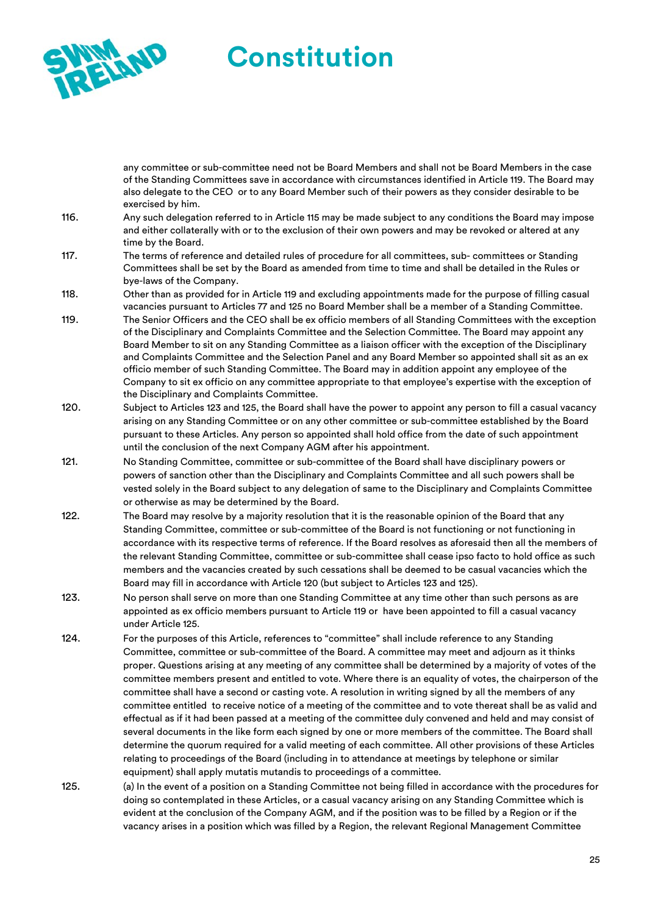any committee or sub-committee need not be Board Members and shall not be Board Members in the case of the Standing Committees save in accordance with circumstances identified in Article 119. The Board may also delegate to the CEO or to any Board Member such of their powers as they consider desirable to be exercised by him.

116. Any such delegation referred to in Article 115 may be made subject to any conditions the Board may impose and either collaterally with or to the exclusion of their own powers and may be revoked or altered at any time by the Board.

117. The terms of reference and detailed rules of procedure for all committees, sub- committees or Standing Committees shall be set by the Board as amended from time to time and shall be detailed in the Rules or bye-laws of the Company.

118. Other than as provided for in Article 119 and excluding appointments made for the purpose of filling casual vacancies pursuant to Articles 77 and 125 no Board Member shall be a member of a Standing Committee.

119. The Senior Officers and the CEO shall be ex officio members of all Standing Committees with the exception of the Disciplinary and Complaints Committee and the Selection Committee. The Board may appoint any Board Member to sit on any Standing Committee as a liaison officer with the exception of the Disciplinary and Complaints Committee and the Selection Panel and any Board Member so appointed shall sit as an ex officio member of such Standing Committee. The Board may in addition appoint any employee of the Company to sit ex officio on any committee appropriate to that employee's expertise with the exception of the Disciplinary and Complaints Committee.

120. Subject to Articles 123 and 125, the Board shall have the power to appoint any person to fill a casual vacancy arising on any Standing Committee or on any other committee or sub-committee established by the Board pursuant to these Articles. Any person so appointed shall hold office from the date of such appointment until the conclusion of the next Company AGM after his appointment.

121. No Standing Committee, committee or sub-committee of the Board shall have disciplinary powers or powers of sanction other than the Disciplinary and Complaints Committee and all such powers shall be vested solely in the Board subject to any delegation of same to the Disciplinary and Complaints Committee or otherwise as may be determined by the Board.

122. The Board may resolve by a majority resolution that it is the reasonable opinion of the Board that any Standing Committee, committee or sub-committee of the Board is not functioning or not functioning in accordance with its respective terms of reference. If the Board resolves as aforesaid then all the members of the relevant Standing Committee, committee or sub-committee shall cease ipso facto to hold office as such members and the vacancies created by such cessations shall be deemed to be casual vacancies which the Board may fill in accordance with Article 120 (but subject to Articles 123 and 125).

123. No person shall serve on more than one Standing Committee at any time other than such persons as are appointed as ex officio members pursuant to Article 119 or have been appointed to fill a casual vacancy under Article 125.

124. For the purposes of this Article, references to "committee" shall include reference to any Standing Committee, committee or sub-committee of the Board. A committee may meet and adjourn as it thinks proper. Questions arising at any meeting of any committee shall be determined by a majority of votes of the committee members present and entitled to vote. Where there is an equality of votes, the chairperson of the committee shall have a second or casting vote. A resolution in writing signed by all the members of any committee entitled to receive notice of a meeting of the committee and to vote thereat shall be as valid and effectual as if it had been passed at a meeting of the committee duly convened and held and may consist of several documents in the like form each signed by one or more members of the committee. The Board shall determine the quorum required for a valid meeting of each committee. All other provisions of these Articles relating to proceedings of the Board (including in to attendance at meetings by telephone or similar equipment) shall apply mutatis mutandis to proceedings of a committee.

125. (a) In the event of a position on a Standing Committee not being filled in accordance with the procedures for doing so contemplated in these Articles, or a casual vacancy arising on any Standing Committee which is evident at the conclusion of the Company AGM, and if the position was to be filled by a Region or if the vacancy arises in a position which was filled by a Region, the relevant Regional Management Committee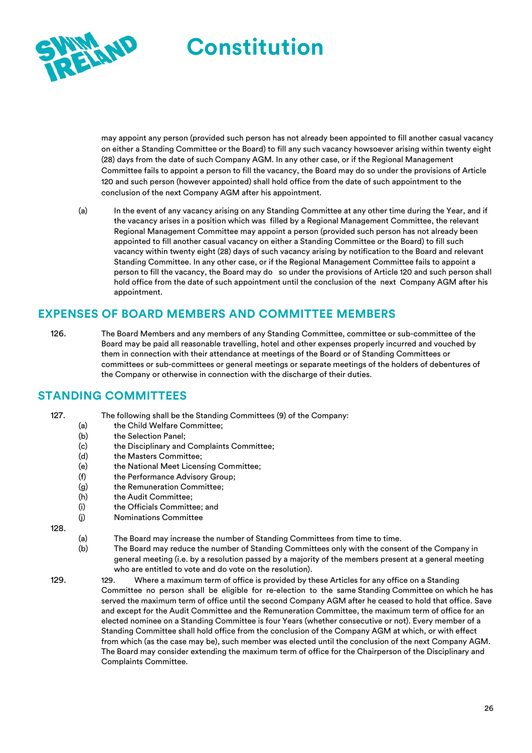may appoint any person (provided such person has not already been appointed to fill another casual vacancy on either a Standing Committee or the Board) to fill any such vacancy howsoever arising within twenty eight (28) days from the date of such Company AGM. In any other case, or if the Regional Management Committee fails to appoint a person to fill the vacancy, the Board may do so under the provisions of Article 120 and such person (however appointed) shall hold office from the date of such appointment to the conclusion of the next Company AGM after his appointment.

(a) In the event of any vacancy arising on any Standing Committee at any other time during the Year, and if the vacancy arises in a position which was filled by a Regional Management Committee, the relevant Regional Management Committee may appoint a person (provided such person has not already been appointed to fill another casual vacancy on either a Standing Committee or the Board) to fill such vacancy within twenty eight (28) days of such vacancy arising by notification to the Board and relevant Standing Committee. In any other case, or if the Regional Management Committee fails to appoint a person to fill the vacancy, the Board may do so under the provisions of Article 120 and such person shall hold office from the date of such appointment until the conclusion of the next Company AGM after his appointment.

## EXPENSES OF BOARD MEMBERS AND COMMITTEE MEMBERS

126. The Board Members and any members of any Standing Committee, committee or sub-committee of the Board may be paid all reasonable travelling, hotel and other expenses properly incurred and vouched by them in connection with their attendance at meetings of the Board or of Standing Committees or committees or sub-committees or general meetings or separate meetings of the holders of debentures of the Company or otherwise in connection with the discharge of their duties.

## STANDING COMMITTEES

127. The following shall be the Standing Committees (9) of the Company:

(a) the Child Welfare Committee;
(b) the Selection Panel;
(c) the Disciplinary and Complaints Committee;
(d) the Masters Committee;
(e) the National Meet Licensing Committee;
(f) the Performance Advisory Group;
(g) the Remuneration Committee;
(h) the Audit Committee;
(i) the Officials Committee; and
(j) Nominations Committee

128.

(a) The Board may increase the number of Standing Committees from time to time.
(b) The Board may reduce the number of Standing Committees only with the consent of the Company in general meeting (i.e. by a resolution passed by a majority of the members present at a general meeting who are entitled to vote and do vote on the resolution).

129. 129. Where a maximum term of office is provided by these Articles for any office on a Standing Committee no person shall be eligible for re-election to the same Standing Committee on which he has served the maximum term of office until the second Company AGM after he ceased to hold that office. Save and except for the Audit Committee and the Remuneration Committee, the maximum term of office for an elected nominee on a Standing Committee is four Years (whether consecutive or not). Every member of a Standing Committee shall hold office from the conclusion of the Company AGM at which, or with effect from which (as the case may be), such member was elected until the conclusion of the next Company AGM. The Board may consider extending the maximum term of office for the Chairperson of the Disciplinary and Complaints Committee.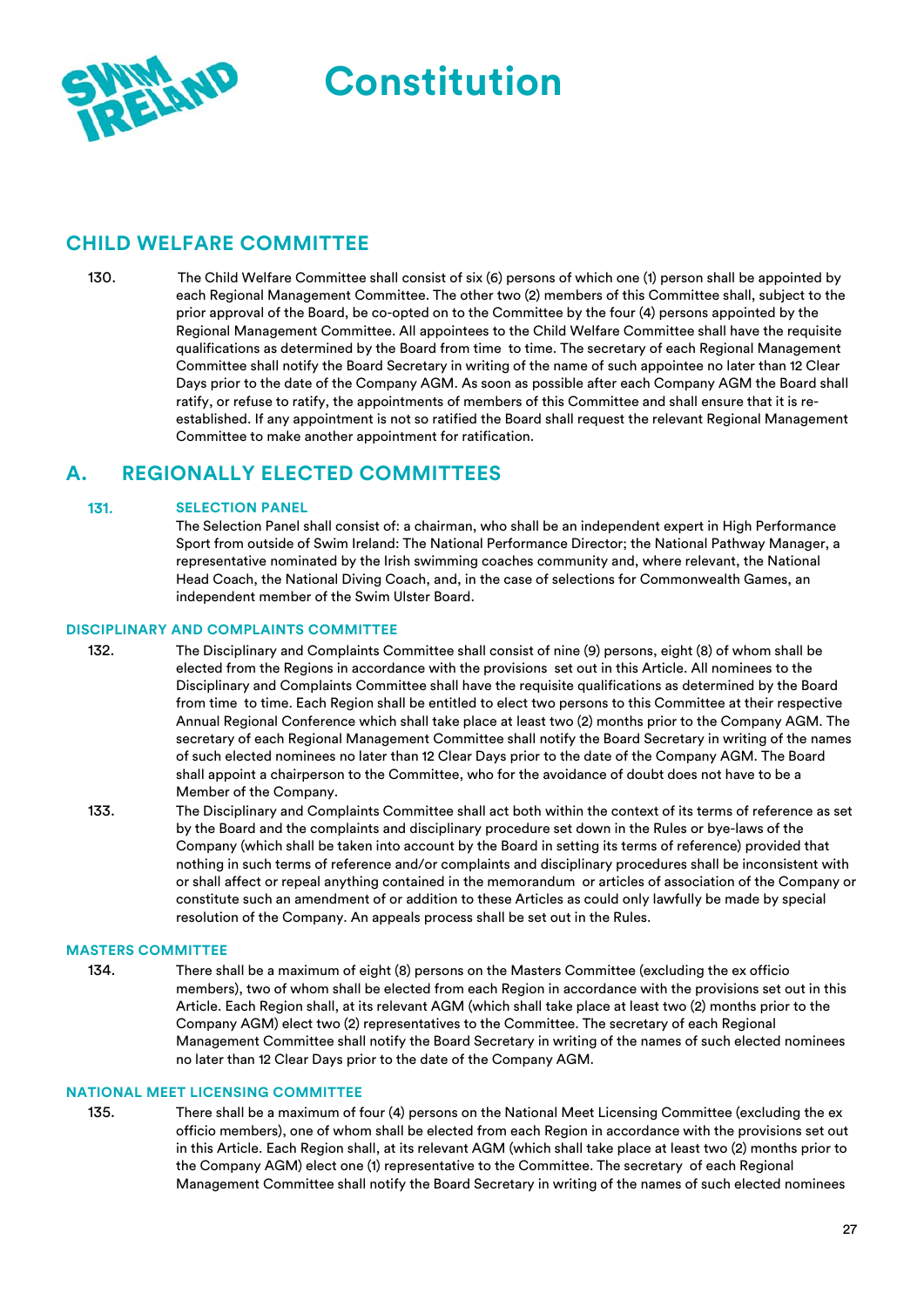# Constitution

## CHILD WELFARE COMMITTEE

130. The Child Welfare Committee shall consist of six (6) persons of which one (1) person shall be appointed by each Regional Management Committee. The other two (2) members of this Committee shall, subject to the prior approval of the Board, be co-opted on to the Committee by the four (4) persons appointed by the Regional Management Committee. All appointees to the Child Welfare Committee shall have the requisite qualifications as determined by the Board from time to time. The secretary of each Regional Management Committee shall notify the Board Secretary in writing of the name of such appointee no later than 12 Clear Days prior to the date of the Company AGM. As soon as possible after each Company AGM the Board shall ratify, or refuse to ratify, the appointments of members of this Committee and shall ensure that it is re-established. If any appointment is not so ratified the Board shall request the relevant Regional Management Committee to make another appointment for ratification.

## A. REGIONALLY ELECTED COMMITTEES

### 131. SELECTION PANEL

The Selection Panel shall consist of: a chairman, who shall be an independent expert in High Performance Sport from outside of Swim Ireland: The National Performance Director; the National Pathway Manager, a representative nominated by the Irish swimming coaches community and, where relevant, the National Head Coach, the National Diving Coach, and, in the case of selections for Commonwealth Games, an independent member of the Swim Ulster Board.

### DISCIPLINARY AND COMPLAINTS COMMITTEE

132. The Disciplinary and Complaints Committee shall consist of nine (9) persons, eight (8) of whom shall be elected from the Regions in accordance with the provisions set out in this Article. All nominees to the Disciplinary and Complaints Committee shall have the requisite qualifications as determined by the Board from time to time. Each Region shall be entitled to elect two persons to this Committee at their respective Annual Regional Conference which shall take place at least two (2) months prior to the Company AGM. The secretary of each Regional Management Committee shall notify the Board Secretary in writing of the names of such elected nominees no later than 12 Clear Days prior to the date of the Company AGM. The Board shall appoint a chairperson to the Committee, who for the avoidance of doubt does not have to be a Member of the Company.

133. The Disciplinary and Complaints Committee shall act both within the context of its terms of reference as set by the Board and the complaints and disciplinary procedure set down in the Rules or bye-laws of the Company (which shall be taken into account by the Board in setting its terms of reference) provided that nothing in such terms of reference and/or complaints and disciplinary procedures shall be inconsistent with or shall affect or repeal anything contained in the memorandum or articles of association of the Company or constitute such an amendment of or addition to these Articles as could only lawfully be made by special resolution of the Company. An appeals process shall be set out in the Rules.

### MASTERS COMMITTEE

134. There shall be a maximum of eight (8) persons on the Masters Committee (excluding the ex officio members), two of whom shall be elected from each Region in accordance with the provisions set out in this Article. Each Region shall, at its relevant AGM (which shall take place at least two (2) months prior to the Company AGM) elect two (2) representatives to the Committee. The secretary of each Regional Management Committee shall notify the Board Secretary in writing of the names of such elected nominees no later than 12 Clear Days prior to the date of the Company AGM.

### NATIONAL MEET LICENSING COMMITTEE

135. There shall be a maximum of four (4) persons on the National Meet Licensing Committee (excluding the ex officio members), one of whom shall be elected from each Region in accordance with the provisions set out in this Article. Each Region shall, at its relevant AGM (which shall take place at least two (2) months prior to the Company AGM) elect one (1) representative to the Committee. The secretary of each Regional Management Committee shall notify the Board Secretary in writing of the names of such elected nominees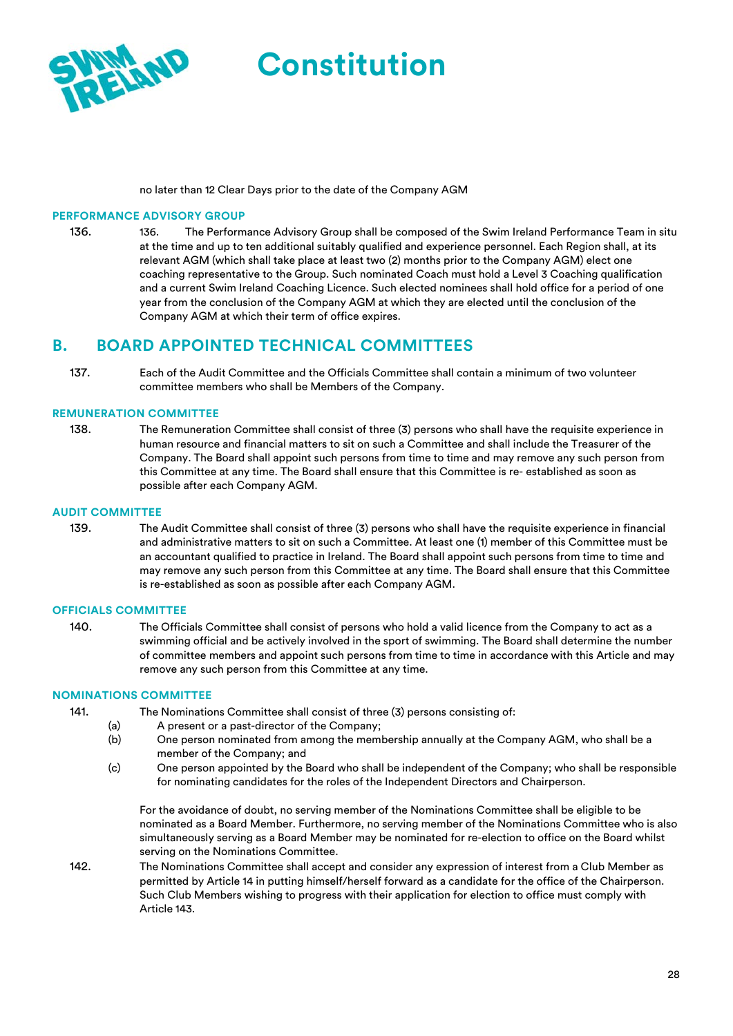no later than 12 Clear Days prior to the date of the Company AGM

### PERFORMANCE ADVISORY GROUP

136. 136. The Performance Advisory Group shall be composed of the Swim Ireland Performance Team in situ at the time and up to ten additional suitably qualified and experience personnel. Each Region shall, at its relevant AGM (which shall take place at least two (2) months prior to the Company AGM) elect one coaching representative to the Group. Such nominated Coach must hold a Level 3 Coaching qualification and a current Swim Ireland Coaching Licence. Such elected nominees shall hold office for a period of one year from the conclusion of the Company AGM at which they are elected until the conclusion of the Company AGM at which their term of office expires.

## B. BOARD APPOINTED TECHNICAL COMMITTEES

137. Each of the Audit Committee and the Officials Committee shall contain a minimum of two volunteer committee members who shall be Members of the Company.

### REMUNERATION COMMITTEE

138. The Remuneration Committee shall consist of three (3) persons who shall have the requisite experience in human resource and financial matters to sit on such a Committee and shall include the Treasurer of the Company. The Board shall appoint such persons from time to time and may remove any such person from this Committee at any time. The Board shall ensure that this Committee is re- established as soon as possible after each Company AGM.

### AUDIT COMMITTEE

139. The Audit Committee shall consist of three (3) persons who shall have the requisite experience in financial and administrative matters to sit on such a Committee. At least one (1) member of this Committee must be an accountant qualified to practice in Ireland. The Board shall appoint such persons from time to time and may remove any such person from this Committee at any time. The Board shall ensure that this Committee is re-established as soon as possible after each Company AGM.

### OFFICIALS COMMITTEE

140. The Officials Committee shall consist of persons who hold a valid licence from the Company to act as a swimming official and be actively involved in the sport of swimming. The Board shall determine the number of committee members and appoint such persons from time to time in accordance with this Article and may remove any such person from this Committee at any time.

### NOMINATIONS COMMITTEE

141. The Nominations Committee shall consist of three (3) persons consisting of:

(a) A present or a past-director of the Company;

(b) One person nominated from among the membership annually at the Company AGM, who shall be a member of the Company; and

(c) One person appointed by the Board who shall be independent of the Company; who shall be responsible for nominating candidates for the roles of the Independent Directors and Chairperson.

For the avoidance of doubt, no serving member of the Nominations Committee shall be eligible to be nominated as a Board Member. Furthermore, no serving member of the Nominations Committee who is also simultaneously serving as a Board Member may be nominated for re-election to office on the Board whilst serving on the Nominations Committee.

142. The Nominations Committee shall accept and consider any expression of interest from a Club Member as permitted by Article 14 in putting himself/herself forward as a candidate for the office of the Chairperson. Such Club Members wishing to progress with their application for election to office must comply with Article 143.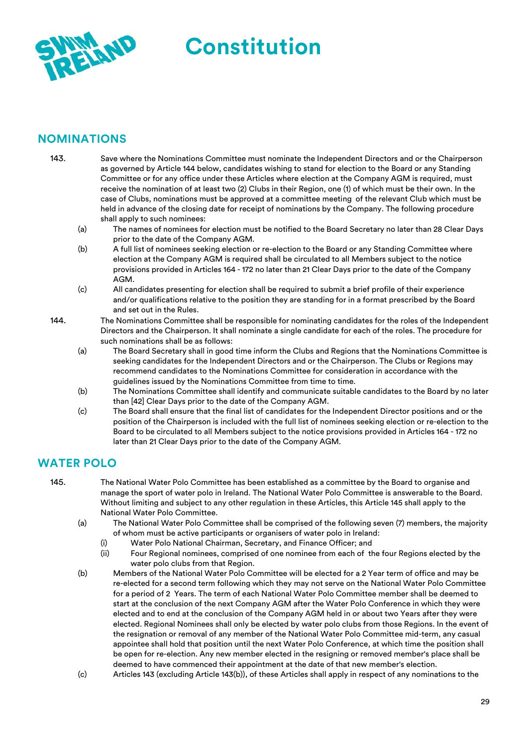## NOMINATIONS

143. Save where the Nominations Committee must nominate the Independent Directors and or the Chairperson as governed by Article 144 below, candidates wishing to stand for election to the Board or any Standing Committee or for any office under these Articles where election at the Company AGM is required, must receive the nomination of at least two (2) Clubs in their Region, one (1) of which must be their own. In the case of Clubs, nominations must be approved at a committee meeting of the relevant Club which must be held in advance of the closing date for receipt of nominations by the Company. The following procedure shall apply to such nominees:

   (a) The names of nominees for election must be notified to the Board Secretary no later than 28 Clear Days prior to the date of the Company AGM.

   (b) A full list of nominees seeking election or re-election to the Board or any Standing Committee where election at the Company AGM is required shall be circulated to all Members subject to the notice provisions provided in Articles 164 - 172 no later than 21 Clear Days prior to the date of the Company AGM.

   (c) All candidates presenting for election shall be required to submit a brief profile of their experience and/or qualifications relative to the position they are standing for in a format prescribed by the Board and set out in the Rules.

144. The Nominations Committee shall be responsible for nominating candidates for the roles of the Independent Directors and the Chairperson. It shall nominate a single candidate for each of the roles. The procedure for such nominations shall be as follows:

   (a) The Board Secretary shall in good time inform the Clubs and Regions that the Nominations Committee is seeking candidates for the Independent Directors and or the Chairperson. The Clubs or Regions may recommend candidates to the Nominations Committee for consideration in accordance with the guidelines issued by the Nominations Committee from time to time.

   (b) The Nominations Committee shall identify and communicate suitable candidates to the Board by no later than [42] Clear Days prior to the date of the Company AGM.

   (c) The Board shall ensure that the final list of candidates for the Independent Director positions and or the position of the Chairperson is included with the full list of nominees seeking election or re-election to the Board to be circulated to all Members subject to the notice provisions provided in Articles 164 - 172 no later than 21 Clear Days prior to the date of the Company AGM.

## WATER POLO

145. The National Water Polo Committee has been established as a committee by the Board to organise and manage the sport of water polo in Ireland. The National Water Polo Committee is answerable to the Board. Without limiting and subject to any other regulation in these Articles, this Article 145 shall apply to the National Water Polo Committee.

   (a) The National Water Polo Committee shall be comprised of the following seven (7) members, the majority of whom must be active participants or organisers of water polo in Ireland:

      (i) Water Polo National Chairman, Secretary, and Finance Officer; and

      (ii) Four Regional nominees, comprised of one nominee from each of the four Regions elected by the water polo clubs from that Region.

   (b) Members of the National Water Polo Committee will be elected for a 2 Year term of office and may be re-elected for a second term following which they may not serve on the National Water Polo Committee for a period of 2 Years. The term of each National Water Polo Committee member shall be deemed to start at the conclusion of the next Company AGM after the Water Polo Conference in which they were elected and to end at the conclusion of the Company AGM held in or about two Years after they were elected. Regional Nominees shall only be elected by water polo clubs from those Regions. In the event of the resignation or removal of any member of the National Water Polo Committee mid-term, any casual appointee shall hold that position until the next Water Polo Conference, at which time the position shall be open for re-election. Any new member elected in the resigning or removed member's place shall be deemed to have commenced their appointment at the date of that new member's election.

   (c) Articles 143 (excluding Article 143(b)), of these Articles shall apply in respect of any nominations to the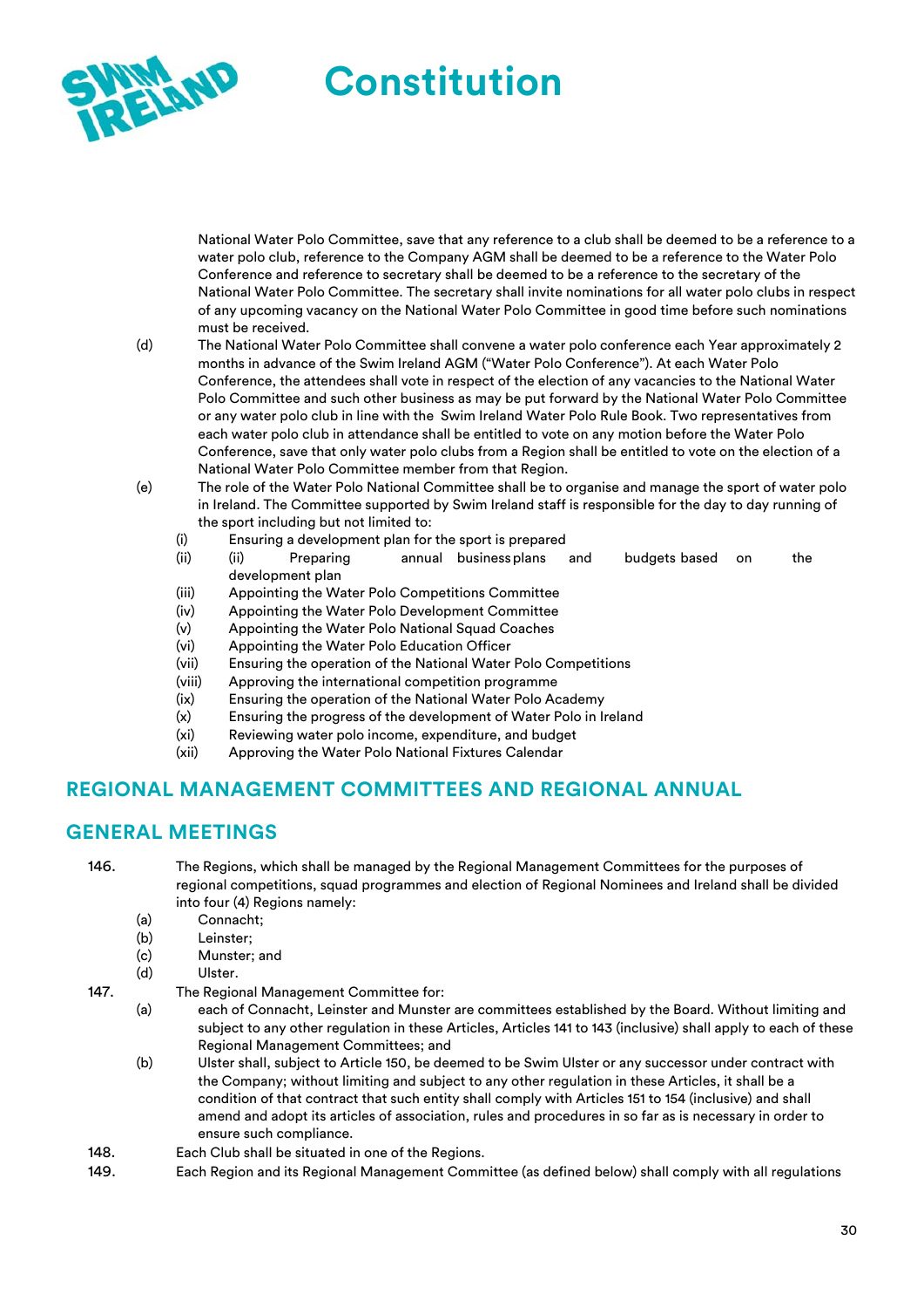National Water Polo Committee, save that any reference to a club shall be deemed to be a reference to a water polo club, reference to the Company AGM shall be deemed to be a reference to the Water Polo Conference and reference to secretary shall be deemed to be a reference to the secretary of the National Water Polo Committee. The secretary shall invite nominations for all water polo clubs in respect of any upcoming vacancy on the National Water Polo Committee in good time before such nominations must be received.

(d) The National Water Polo Committee shall convene a water polo conference each Year approximately 2 months in advance of the Swim Ireland AGM ("Water Polo Conference"). At each Water Polo Conference, the attendees shall vote in respect of the election of any vacancies to the National Water Polo Committee and such other business as may be put forward by the National Water Polo Committee or any water polo club in line with the Swim Ireland Water Polo Rule Book. Two representatives from each water polo club in attendance shall be entitled to vote on any motion before the Water Polo Conference, save that only water polo clubs from a Region shall be entitled to vote on the election of a National Water Polo Committee member from that Region.

(e) The role of the Water Polo National Committee shall be to organise and manage the sport of water polo in Ireland. The Committee supported by Swim Ireland staff is responsible for the day to day running of the sport including but not limited to:
- (i) Ensuring a development plan for the sport is prepared
- (ii) (ii) Preparing annual business plans and budgets based on the development plan
- (iii) Appointing the Water Polo Competitions Committee
- (iv) Appointing the Water Polo Development Committee
- (v) Appointing the Water Polo National Squad Coaches
- (vi) Appointing the Water Polo Education Officer
- (vii) Ensuring the operation of the National Water Polo Competitions
- (viii) Approving the international competition programme
- (ix) Ensuring the operation of the National Water Polo Academy
- (x) Ensuring the progress of the development of Water Polo in Ireland
- (xi) Reviewing water polo income, expenditure, and budget
- (xii) Approving the Water Polo National Fixtures Calendar

## REGIONAL MANAGEMENT COMMITTEES AND REGIONAL ANNUAL GENERAL MEETINGS

146. The Regions, which shall be managed by the Regional Management Committees for the purposes of regional competitions, squad programmes and election of Regional Nominees and Ireland shall be divided into four (4) Regions namely:
- (a) Connacht;
- (b) Leinster;
- (c) Munster; and
- (d) Ulster.

147. The Regional Management Committee for:
- (a) each of Connacht, Leinster and Munster are committees established by the Board. Without limiting and subject to any other regulation in these Articles, Articles 141 to 143 (inclusive) shall apply to each of these Regional Management Committees; and
- (b) Ulster shall, subject to Article 150, be deemed to be Swim Ulster or any successor under contract with the Company; without limiting and subject to any other regulation in these Articles, it shall be a condition of that contract that such entity shall comply with Articles 151 to 154 (inclusive) and shall amend and adopt its articles of association, rules and procedures in so far as is necessary in order to ensure such compliance.

148. Each Club shall be situated in one of the Regions.

149. Each Region and its Regional Management Committee (as defined below) shall comply with all regulations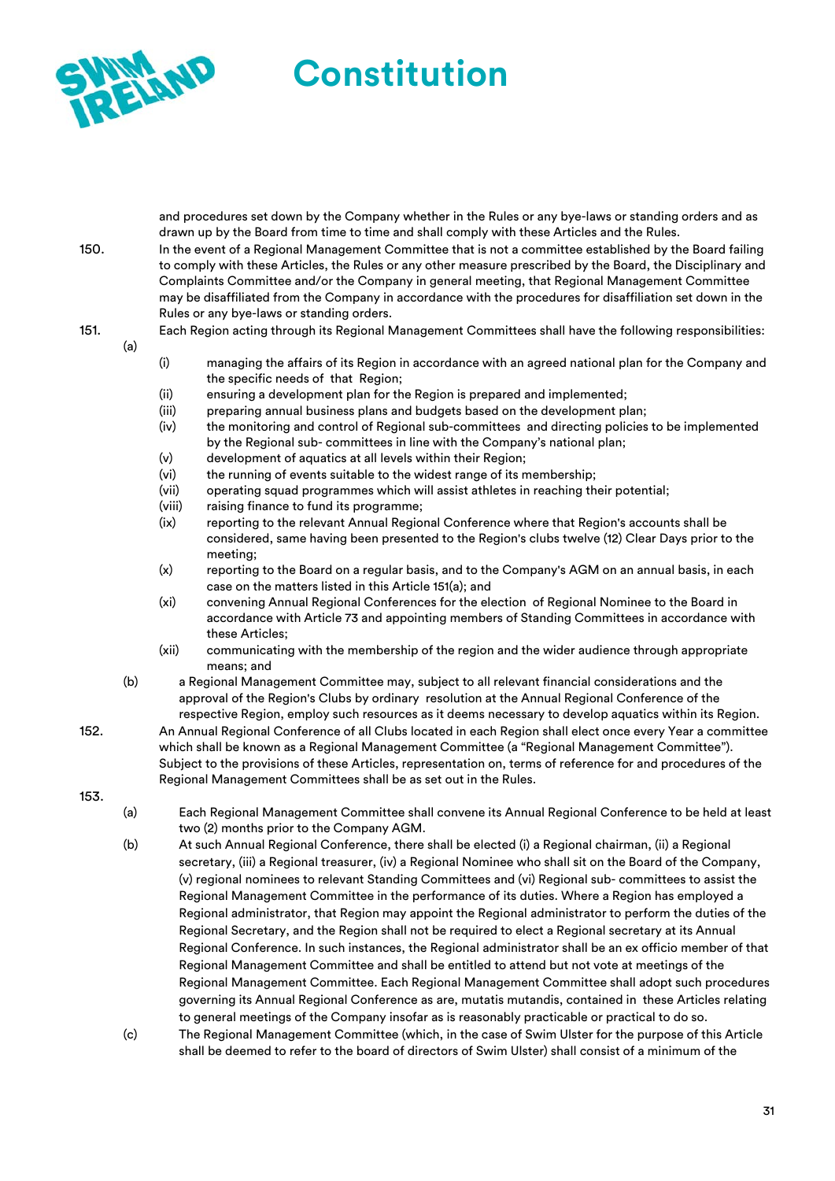and procedures set down by the Company whether in the Rules or any bye-laws or standing orders and as drawn up by the Board from time to time and shall comply with these Articles and the Rules.

150. In the event of a Regional Management Committee that is not a committee established by the Board failing to comply with these Articles, the Rules or any other measure prescribed by the Board, the Disciplinary and Complaints Committee and/or the Company in general meeting, that Regional Management Committee may be disaffiliated from the Company in accordance with the procedures for disaffiliation set down in the Rules or any bye-laws or standing orders.

151. Each Region acting through its Regional Management Committees shall have the following responsibilities:

(a)

- (i) managing the affairs of its Region in accordance with an agreed national plan for the Company and the specific needs of that Region;
- (ii) ensuring a development plan for the Region is prepared and implemented;
- (iii) preparing annual business plans and budgets based on the development plan;
- (iv) the monitoring and control of Regional sub-committees and directing policies to be implemented by the Regional sub- committees in line with the Company's national plan;
- (v) development of aquatics at all levels within their Region;
- (vi) the running of events suitable to the widest range of its membership;
- (vii) operating squad programmes which will assist athletes in reaching their potential;
- (viii) raising finance to fund its programme;
- (ix) reporting to the relevant Annual Regional Conference where that Region's accounts shall be considered, same having been presented to the Region's clubs twelve (12) Clear Days prior to the meeting;
- (x) reporting to the Board on a regular basis, and to the Company's AGM on an annual basis, in each case on the matters listed in this Article 151(a); and
- (xi) convening Annual Regional Conferences for the election of Regional Nominee to the Board in accordance with Article 73 and appointing members of Standing Committees in accordance with these Articles;
- (xii) communicating with the membership of the region and the wider audience through appropriate means; and

(b) a Regional Management Committee may, subject to all relevant financial considerations and the approval of the Region's Clubs by ordinary resolution at the Annual Regional Conference of the respective Region, employ such resources as it deems necessary to develop aquatics within its Region.

152. An Annual Regional Conference of all Clubs located in each Region shall elect once every Year a committee which shall be known as a Regional Management Committee (a "Regional Management Committee"). Subject to the provisions of these Articles, representation on, terms of reference for and procedures of the Regional Management Committees shall be as set out in the Rules.

153.

(a) Each Regional Management Committee shall convene its Annual Regional Conference to be held at least two (2) months prior to the Company AGM.

(b) At such Annual Regional Conference, there shall be elected (i) a Regional chairman, (ii) a Regional secretary, (iii) a Regional treasurer, (iv) a Regional Nominee who shall sit on the Board of the Company, (v) regional nominees to relevant Standing Committees and (vi) Regional sub- committees to assist the Regional Management Committee in the performance of its duties. Where a Region has employed a Regional administrator, that Region may appoint the Regional administrator to perform the duties of the Regional Secretary, and the Region shall not be required to elect a Regional secretary at its Annual Regional Conference. In such instances, the Regional administrator shall be an ex officio member of that Regional Management Committee and shall be entitled to attend but not vote at meetings of the Regional Management Committee. Each Regional Management Committee shall adopt such procedures governing its Annual Regional Conference as are, mutatis mutandis, contained in these Articles relating to general meetings of the Company insofar as is reasonably practicable or practical to do so.

(c) The Regional Management Committee (which, in the case of Swim Ulster for the purpose of this Article shall be deemed to refer to the board of directors of Swim Ulster) shall consist of a minimum of the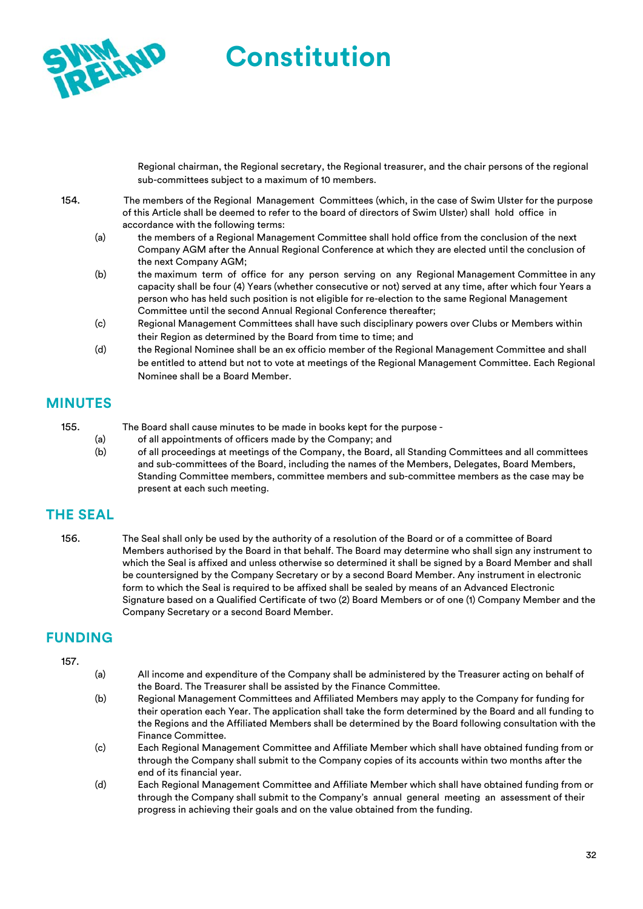Regional chairman, the Regional secretary, the Regional treasurer, and the chair persons of the regional sub-committees subject to a maximum of 10 members.

154. The members of the Regional Management Committees (which, in the case of Swim Ulster for the purpose of this Article shall be deemed to refer to the board of directors of Swim Ulster) shall hold office in accordance with the following terms:

(a) the members of a Regional Management Committee shall hold office from the conclusion of the next Company AGM after the Annual Regional Conference at which they are elected until the conclusion of the next Company AGM;

(b) the maximum term of office for any person serving on any Regional Management Committee in any capacity shall be four (4) Years (whether consecutive or not) served at any time, after which four Years a person who has held such position is not eligible for re-election to the same Regional Management Committee until the second Annual Regional Conference thereafter;

(c) Regional Management Committees shall have such disciplinary powers over Clubs or Members within their Region as determined by the Board from time to time; and

(d) the Regional Nominee shall be an ex officio member of the Regional Management Committee and shall be entitled to attend but not to vote at meetings of the Regional Management Committee. Each Regional Nominee shall be a Board Member.

## MINUTES

155. The Board shall cause minutes to be made in books kept for the purpose -

(a) of all appointments of officers made by the Company; and

(b) of all proceedings at meetings of the Company, the Board, all Standing Committees and all committees and sub-committees of the Board, including the names of the Members, Delegates, Board Members, Standing Committee members, committee members and sub-committee members as the case may be present at each such meeting.

## THE SEAL

156. The Seal shall only be used by the authority of a resolution of the Board or of a committee of Board Members authorised by the Board in that behalf. The Board may determine who shall sign any instrument to which the Seal is affixed and unless otherwise so determined it shall be signed by a Board Member and shall be countersigned by the Company Secretary or by a second Board Member. Any instrument in electronic form to which the Seal is required to be affixed shall be sealed by means of an Advanced Electronic Signature based on a Qualified Certificate of two (2) Board Members or of one (1) Company Member and the Company Secretary or a second Board Member.

## FUNDING

157.

(a) All income and expenditure of the Company shall be administered by the Treasurer acting on behalf of the Board. The Treasurer shall be assisted by the Finance Committee.

(b) Regional Management Committees and Affiliated Members may apply to the Company for funding for their operation each Year. The application shall take the form determined by the Board and all funding to the Regions and the Affiliated Members shall be determined by the Board following consultation with the Finance Committee.

(c) Each Regional Management Committee and Affiliate Member which shall have obtained funding from or through the Company shall submit to the Company copies of its accounts within two months after the end of its financial year.

(d) Each Regional Management Committee and Affiliate Member which shall have obtained funding from or through the Company shall submit to the Company's annual general meeting an assessment of their progress in achieving their goals and on the value obtained from the funding.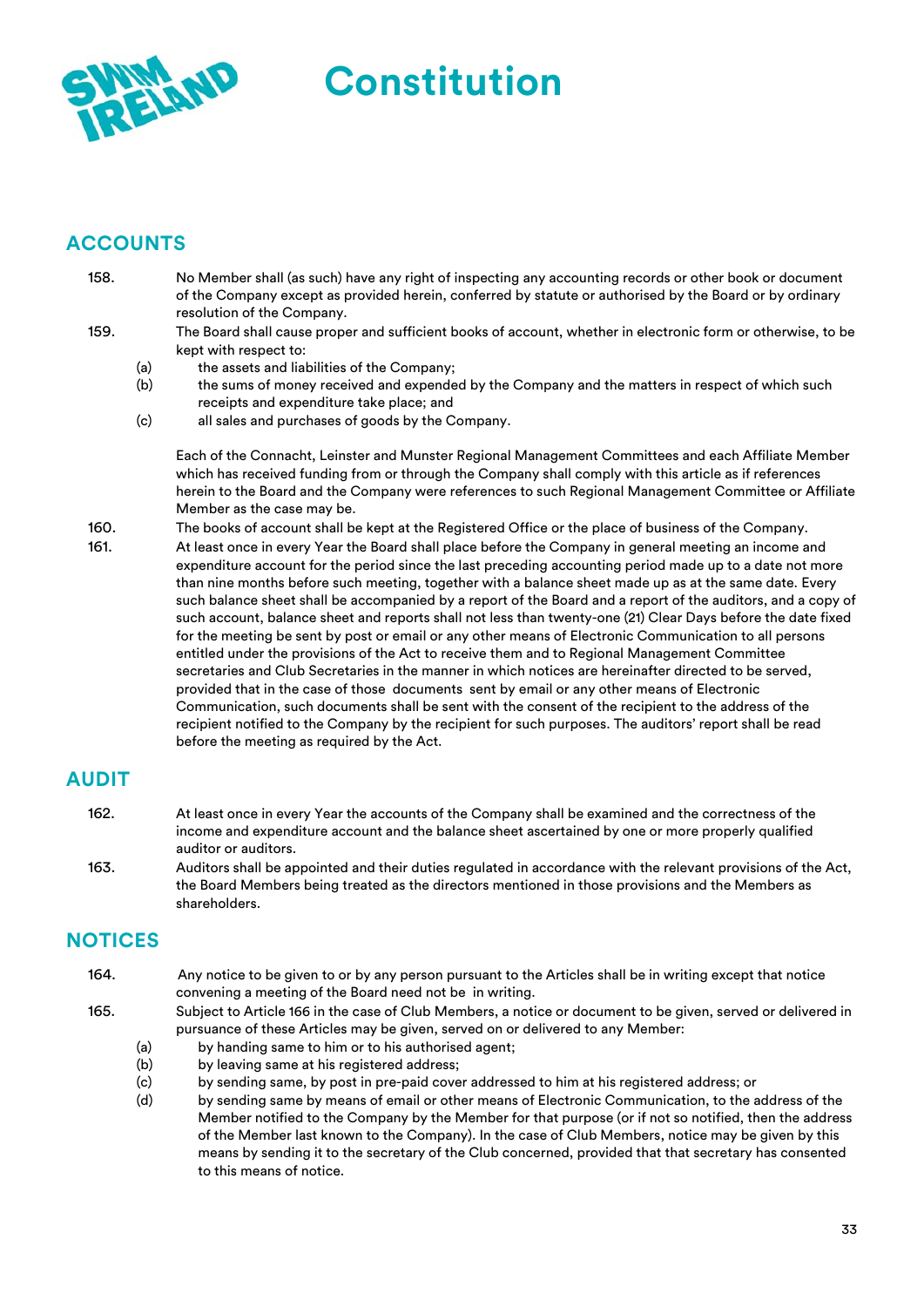## ACCOUNTS

158. No Member shall (as such) have any right of inspecting any accounting records or other book or document of the Company except as provided herein, conferred by statute or authorised by the Board or by ordinary resolution of the Company.

159. The Board shall cause proper and sufficient books of account, whether in electronic form or otherwise, to be kept with respect to:
    - (a) the assets and liabilities of the Company;
    - (b) the sums of money received and expended by the Company and the matters in respect of which such receipts and expenditure take place; and
    - (c) all sales and purchases of goods by the Company.

    Each of the Connacht, Leinster and Munster Regional Management Committees and each Affiliate Member which has received funding from or through the Company shall comply with this article as if references herein to the Board and the Company were references to such Regional Management Committee or Affiliate Member as the case may be.

160. The books of account shall be kept at the Registered Office or the place of business of the Company.

161. At least once in every Year the Board shall place before the Company in general meeting an income and expenditure account for the period since the last preceding accounting period made up to a date not more than nine months before such meeting, together with a balance sheet made up as at the same date. Every such balance sheet shall be accompanied by a report of the Board and a report of the auditors, and a copy of such account, balance sheet and reports shall not less than twenty-one (21) Clear Days before the date fixed for the meeting be sent by post or email or any other means of Electronic Communication to all persons entitled under the provisions of the Act to receive them and to Regional Management Committee secretaries and Club Secretaries in the manner in which notices are hereinafter directed to be served, provided that in the case of those documents sent by email or any other means of Electronic Communication, such documents shall be sent with the consent of the recipient to the address of the recipient notified to the Company by the recipient for such purposes. The auditors' report shall be read before the meeting as required by the Act.

## AUDIT

162. At least once in every Year the accounts of the Company shall be examined and the correctness of the income and expenditure account and the balance sheet ascertained by one or more properly qualified auditor or auditors.

163. Auditors shall be appointed and their duties regulated in accordance with the relevant provisions of the Act, the Board Members being treated as the directors mentioned in those provisions and the Members as shareholders.

## NOTICES

164. Any notice to be given to or by any person pursuant to the Articles shall be in writing except that notice convening a meeting of the Board need not be in writing.

165. Subject to Article 166 in the case of Club Members, a notice or document to be given, served or delivered in pursuance of these Articles may be given, served on or delivered to any Member:
    - (a) by handing same to him or to his authorised agent;
    - (b) by leaving same at his registered address;
    - (c) by sending same, by post in pre-paid cover addressed to him at his registered address; or
    - (d) by sending same by means of email or other means of Electronic Communication, to the address of the Member notified to the Company by the Member for that purpose (or if not so notified, then the address of the Member last known to the Company). In the case of Club Members, notice may be given by this means by sending it to the secretary of the Club concerned, provided that that secretary has consented to this means of notice.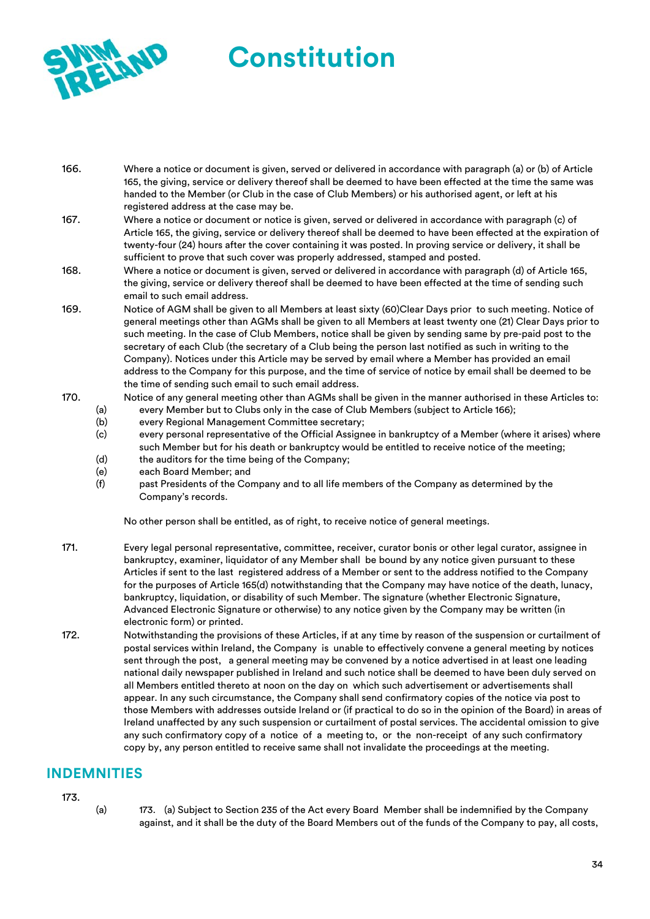166. Where a notice or document is given, served or delivered in accordance with paragraph (a) or (b) of Article 165, the giving, service or delivery thereof shall be deemed to have been effected at the time the same was handed to the Member (or Club in the case of Club Members) or his authorised agent, or left at his registered address at the case may be.

167. Where a notice or document or notice is given, served or delivered in accordance with paragraph (c) of Article 165, the giving, service or delivery thereof shall be deemed to have been effected at the expiration of twenty-four (24) hours after the cover containing it was posted. In proving service or delivery, it shall be sufficient to prove that such cover was properly addressed, stamped and posted.

168. Where a notice or document is given, served or delivered in accordance with paragraph (d) of Article 165, the giving, service or delivery thereof shall be deemed to have been effected at the time of sending such email to such email address.

169. Notice of AGM shall be given to all Members at least sixty (60)Clear Days prior to such meeting. Notice of general meetings other than AGMs shall be given to all Members at least twenty one (21) Clear Days prior to such meeting. In the case of Club Members, notice shall be given by sending same by pre-paid post to the secretary of each Club (the secretary of a Club being the person last notified as such in writing to the Company). Notices under this Article may be served by email where a Member has provided an email address to the Company for this purpose, and the time of service of notice by email shall be deemed to be the time of sending such email to such email address.

170. Notice of any general meeting other than AGMs shall be given in the manner authorised in these Articles to:
- (a) every Member but to Clubs only in the case of Club Members (subject to Article 166);
- (b) every Regional Management Committee secretary;
- (c) every personal representative of the Official Assignee in bankruptcy of a Member (where it arises) where such Member but for his death or bankruptcy would be entitled to receive notice of the meeting;
- (d) the auditors for the time being of the Company;
- (e) each Board Member; and
- (f) past Presidents of the Company and to all life members of the Company as determined by the Company's records.

No other person shall be entitled, as of right, to receive notice of general meetings.

171. Every legal personal representative, committee, receiver, curator bonis or other legal curator, assignee in bankruptcy, examiner, liquidator of any Member shall be bound by any notice given pursuant to these Articles if sent to the last registered address of a Member or sent to the address notified to the Company for the purposes of Article 165(d) notwithstanding that the Company may have notice of the death, lunacy, bankruptcy, liquidation, or disability of such Member. The signature (whether Electronic Signature, Advanced Electronic Signature or otherwise) to any notice given by the Company may be written (in electronic form) or printed.

172. Notwithstanding the provisions of these Articles, if at any time by reason of the suspension or curtailment of postal services within Ireland, the Company is unable to effectively convene a general meeting by notices sent through the post, a general meeting may be convened by a notice advertised in at least one leading national daily newspaper published in Ireland and such notice shall be deemed to have been duly served on all Members entitled thereto at noon on the day on which such advertisement or advertisements shall appear. In any such circumstance, the Company shall send confirmatory copies of the notice via post to those Members with addresses outside Ireland or (if practical to do so in the opinion of the Board) in areas of Ireland unaffected by any such suspension or curtailment of postal services. The accidental omission to give any such confirmatory copy of a notice of a meeting to, or the non-receipt of any such confirmatory copy by, any person entitled to receive same shall not invalidate the proceedings at the meeting.

## INDEMNITIES

173.
- (a) 173. (a) Subject to Section 235 of the Act every Board Member shall be indemnified by the Company against, and it shall be the duty of the Board Members out of the funds of the Company to pay, all costs,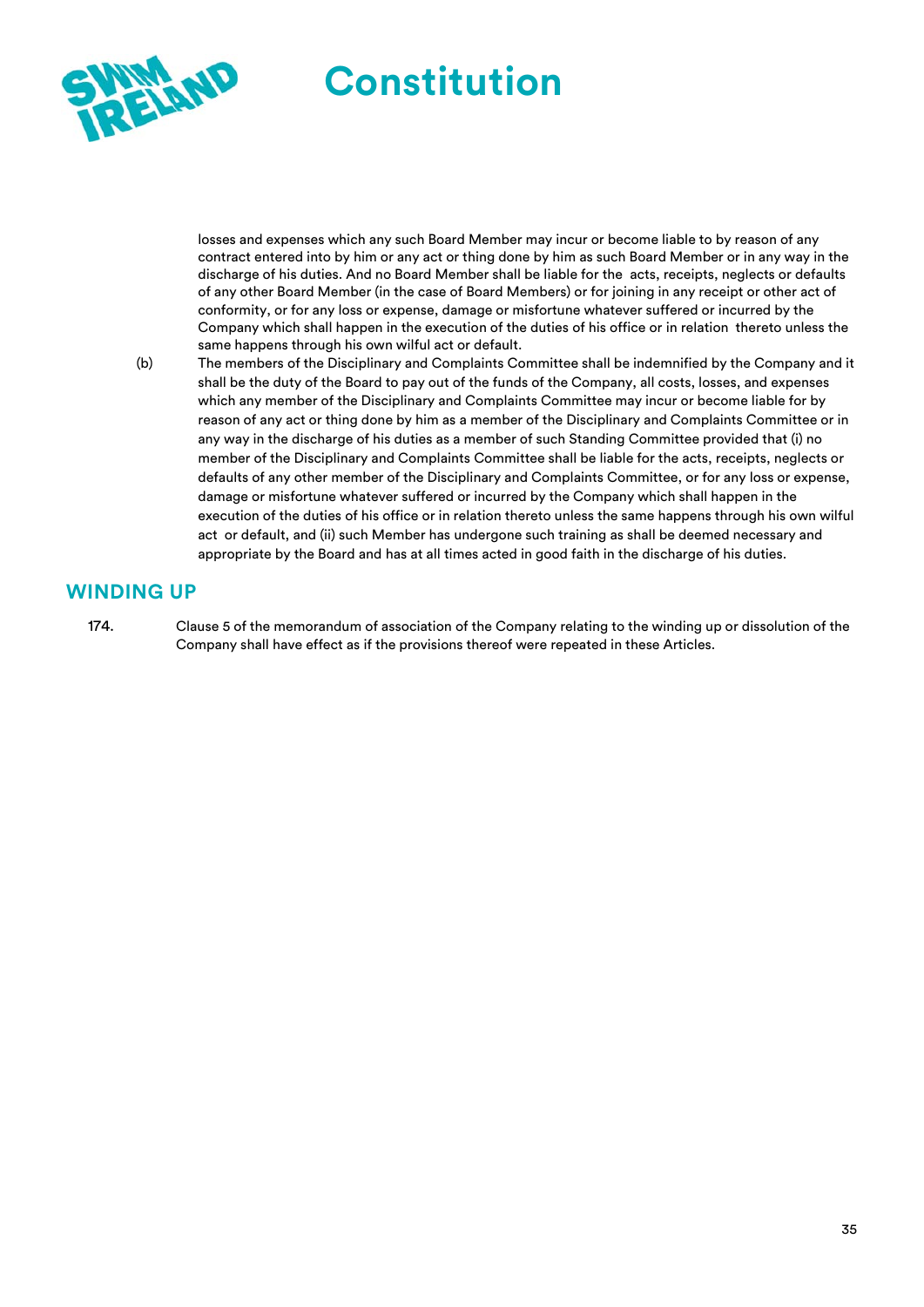losses and expenses which any such Board Member may incur or become liable to by reason of any contract entered into by him or any act or thing done by him as such Board Member or in any way in the discharge of his duties. And no Board Member shall be liable for the acts, receipts, neglects or defaults of any other Board Member (in the case of Board Members) or for joining in any receipt or other act of conformity, or for any loss or expense, damage or misfortune whatever suffered or incurred by the Company which shall happen in the execution of the duties of his office or in relation thereto unless the same happens through his own wilful act or default.

(b) The members of the Disciplinary and Complaints Committee shall be indemnified by the Company and it shall be the duty of the Board to pay out of the funds of the Company, all costs, losses, and expenses which any member of the Disciplinary and Complaints Committee may incur or become liable for by reason of any act or thing done by him as a member of the Disciplinary and Complaints Committee or in any way in the discharge of his duties as a member of such Standing Committee provided that (i) no member of the Disciplinary and Complaints Committee shall be liable for the acts, receipts, neglects or defaults of any other member of the Disciplinary and Complaints Committee, or for any loss or expense, damage or misfortune whatever suffered or incurred by the Company which shall happen in the execution of the duties of his office or in relation thereto unless the same happens through his own wilful act or default, and (ii) such Member has undergone such training as shall be deemed necessary and appropriate by the Board and has at all times acted in good faith in the discharge of his duties.

## WINDING UP

174. Clause 5 of the memorandum of association of the Company relating to the winding up or dissolution of the Company shall have effect as if the provisions thereof were repeated in these Articles.